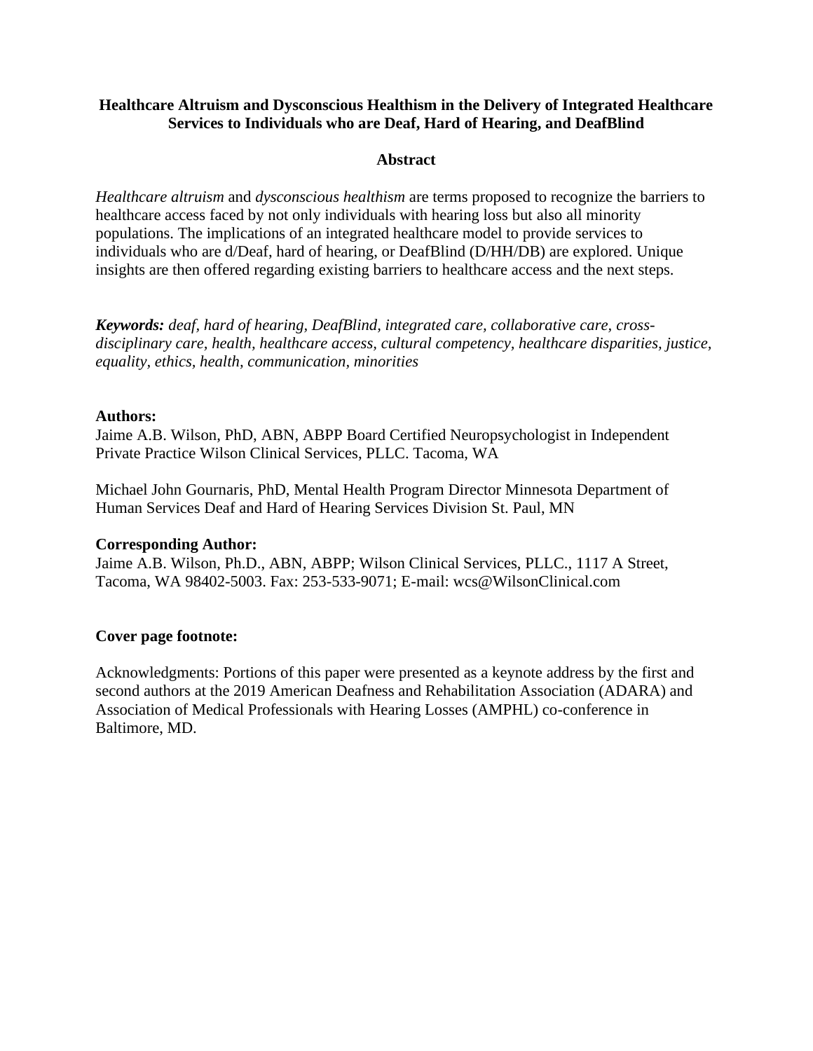# Healthcare Altruism and Dysconscious Healthism in the Delivery of Integrated Healthcare Services to Individuals who are Deaf, Hard of Hearing, and DeafBlind

## Abstract

*Healthcare altruism* and *dysconscious healthism* are terms proposed to recognize the barriers to healthcare access faced by not only individuals with hearing loss but also all minority populations. The implications of an integrated healthcare model to provide services to individuals who are d/Deaf, hard of hearing, or DeafBlind (D/HH/DB) are explored. Unique insights are then offered regarding existing barriers to healthcare access and the next steps.

***Keywords:*** *deaf, hard of hearing, DeafBlind, integrated care, collaborative care, cross-disciplinary care, health, healthcare access, cultural competency, healthcare disparities, justice, equality, ethics, health, communication, minorities*

**Authors:**
Jaime A.B. Wilson, PhD, ABN, ABPP Board Certified Neuropsychologist in Independent Private Practice Wilson Clinical Services, PLLC. Tacoma, WA

Michael John Gournaris, PhD, Mental Health Program Director Minnesota Department of Human Services Deaf and Hard of Hearing Services Division St. Paul, MN

**Corresponding Author:**
Jaime A.B. Wilson, Ph.D., ABN, ABPP; Wilson Clinical Services, PLLC., 1117 A Street, Tacoma, WA 98402-5003. Fax: 253-533-9071; E-mail: wcs@WilsonClinical.com

**Cover page footnote:**

Acknowledgments: Portions of this paper were presented as a keynote address by the first and second authors at the 2019 American Deafness and Rehabilitation Association (ADARA) and Association of Medical Professionals with Hearing Losses (AMPHL) co-conference in Baltimore, MD.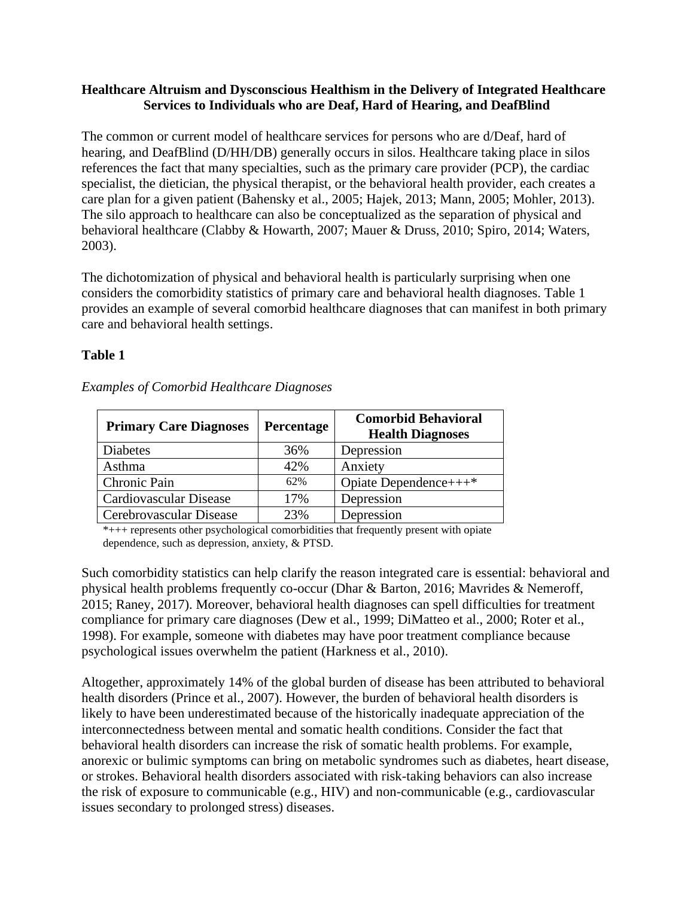**Healthcare Altruism and Dysconscious Healthism in the Delivery of Integrated Healthcare Services to Individuals who are Deaf, Hard of Hearing, and DeafBlind**

The common or current model of healthcare services for persons who are d/Deaf, hard of hearing, and DeafBlind (D/HH/DB) generally occurs in silos. Healthcare taking place in silos references the fact that many specialties, such as the primary care provider (PCP), the cardiac specialist, the dietician, the physical therapist, or the behavioral health provider, each creates a care plan for a given patient (Bahensky et al., 2005; Hajek, 2013; Mann, 2005; Mohler, 2013). The silo approach to healthcare can also be conceptualized as the separation of physical and behavioral healthcare (Clabby & Howarth, 2007; Mauer & Druss, 2010; Spiro, 2014; Waters, 2003).

The dichotomization of physical and behavioral health is particularly surprising when one considers the comorbidity statistics of primary care and behavioral health diagnoses. Table 1 provides an example of several comorbid healthcare diagnoses that can manifest in both primary care and behavioral health settings.

**Table 1**

*Examples of Comorbid Healthcare Diagnoses*

| Primary Care Diagnoses | Percentage | Comorbid Behavioral Health Diagnoses |
|---|---|---|
| Diabetes | 36% | Depression |
| Asthma | 42% | Anxiety |
| Chronic Pain | 62% | Opiate Dependence+++* |
| Cardiovascular Disease | 17% | Depression |
| Cerebrovascular Disease | 23% | Depression |

*+++ represents other psychological comorbidities that frequently present with opiate dependence, such as depression, anxiety, & PTSD.

Such comorbidity statistics can help clarify the reason integrated care is essential: behavioral and physical health problems frequently co-occur (Dhar & Barton, 2016; Mavrides & Nemeroff, 2015; Raney, 2017). Moreover, behavioral health diagnoses can spell difficulties for treatment compliance for primary care diagnoses (Dew et al., 1999; DiMatteo et al., 2000; Roter et al., 1998). For example, someone with diabetes may have poor treatment compliance because psychological issues overwhelm the patient (Harkness et al., 2010).

Altogether, approximately 14% of the global burden of disease has been attributed to behavioral health disorders (Prince et al., 2007). However, the burden of behavioral health disorders is likely to have been underestimated because of the historically inadequate appreciation of the interconnectedness between mental and somatic health conditions. Consider the fact that behavioral health disorders can increase the risk of somatic health problems. For example, anorexic or bulimic symptoms can bring on metabolic syndromes such as diabetes, heart disease, or strokes. Behavioral health disorders associated with risk-taking behaviors can also increase the risk of exposure to communicable (e.g., HIV) and non-communicable (e.g., cardiovascular issues secondary to prolonged stress) diseases.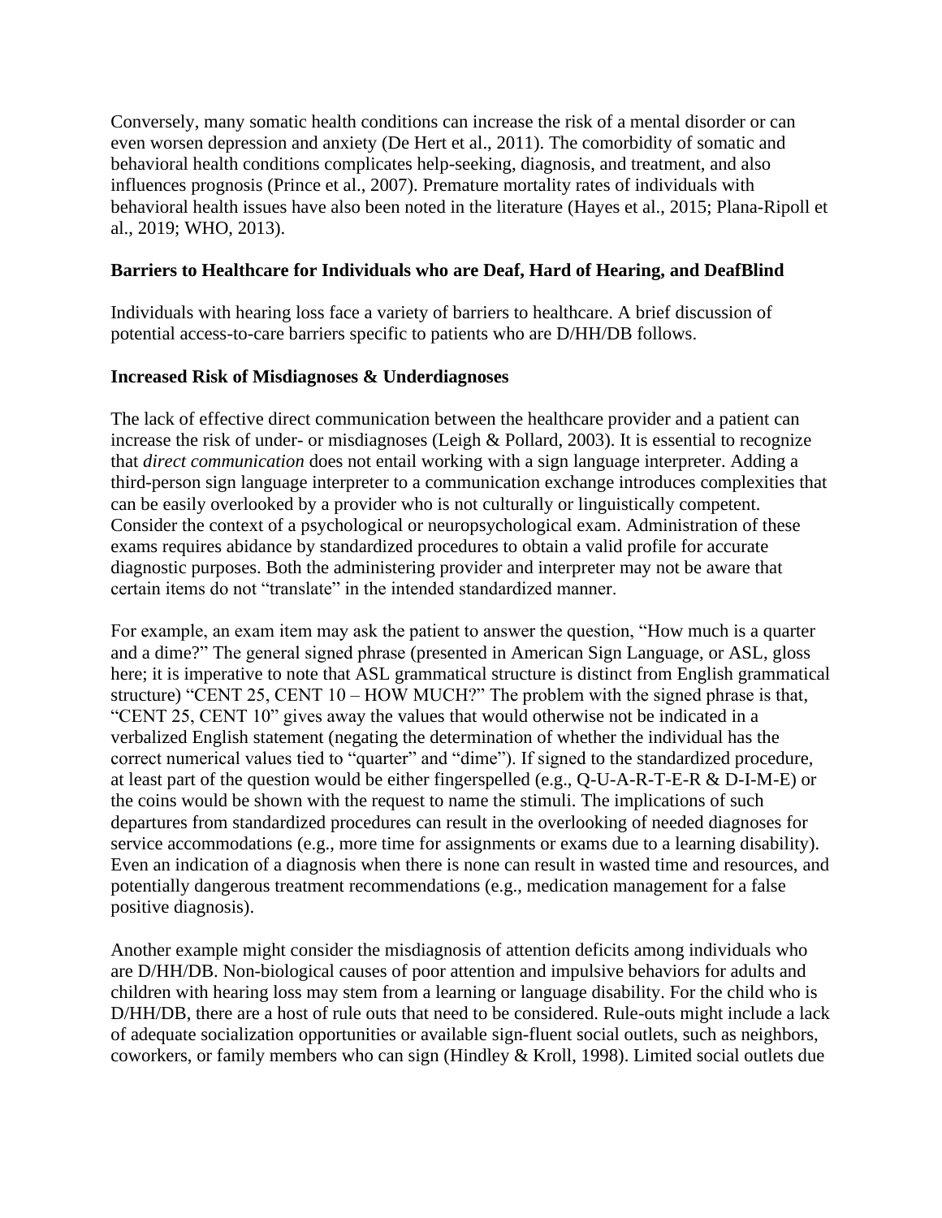Conversely, many somatic health conditions can increase the risk of a mental disorder or can even worsen depression and anxiety (De Hert et al., 2011). The comorbidity of somatic and behavioral health conditions complicates help-seeking, diagnosis, and treatment, and also influences prognosis (Prince et al., 2007). Premature mortality rates of individuals with behavioral health issues have also been noted in the literature (Hayes et al., 2015; Plana-Ripoll et al., 2019; WHO, 2013).

## Barriers to Healthcare for Individuals who are Deaf, Hard of Hearing, and DeafBlind

Individuals with hearing loss face a variety of barriers to healthcare. A brief discussion of potential access-to-care barriers specific to patients who are D/HH/DB follows.

### Increased Risk of Misdiagnoses & Underdiagnoses

The lack of effective direct communication between the healthcare provider and a patient can increase the risk of under- or misdiagnoses (Leigh & Pollard, 2003). It is essential to recognize that *direct communication* does not entail working with a sign language interpreter. Adding a third-person sign language interpreter to a communication exchange introduces complexities that can be easily overlooked by a provider who is not culturally or linguistically competent. Consider the context of a psychological or neuropsychological exam. Administration of these exams requires abidance by standardized procedures to obtain a valid profile for accurate diagnostic purposes. Both the administering provider and interpreter may not be aware that certain items do not "translate" in the intended standardized manner.

For example, an exam item may ask the patient to answer the question, "How much is a quarter and a dime?" The general signed phrase (presented in American Sign Language, or ASL, gloss here; it is imperative to note that ASL grammatical structure is distinct from English grammatical structure) "CENT 25, CENT 10 – HOW MUCH?" The problem with the signed phrase is that, "CENT 25, CENT 10" gives away the values that would otherwise not be indicated in a verbalized English statement (negating the determination of whether the individual has the correct numerical values tied to "quarter" and "dime"). If signed to the standardized procedure, at least part of the question would be either fingerspelled (e.g., Q-U-A-R-T-E-R & D-I-M-E) or the coins would be shown with the request to name the stimuli. The implications of such departures from standardized procedures can result in the overlooking of needed diagnoses for service accommodations (e.g., more time for assignments or exams due to a learning disability). Even an indication of a diagnosis when there is none can result in wasted time and resources, and potentially dangerous treatment recommendations (e.g., medication management for a false positive diagnosis).

Another example might consider the misdiagnosis of attention deficits among individuals who are D/HH/DB. Non-biological causes of poor attention and impulsive behaviors for adults and children with hearing loss may stem from a learning or language disability. For the child who is D/HH/DB, there are a host of rule outs that need to be considered. Rule-outs might include a lack of adequate socialization opportunities or available sign-fluent social outlets, such as neighbors, coworkers, or family members who can sign (Hindley & Kroll, 1998). Limited social outlets due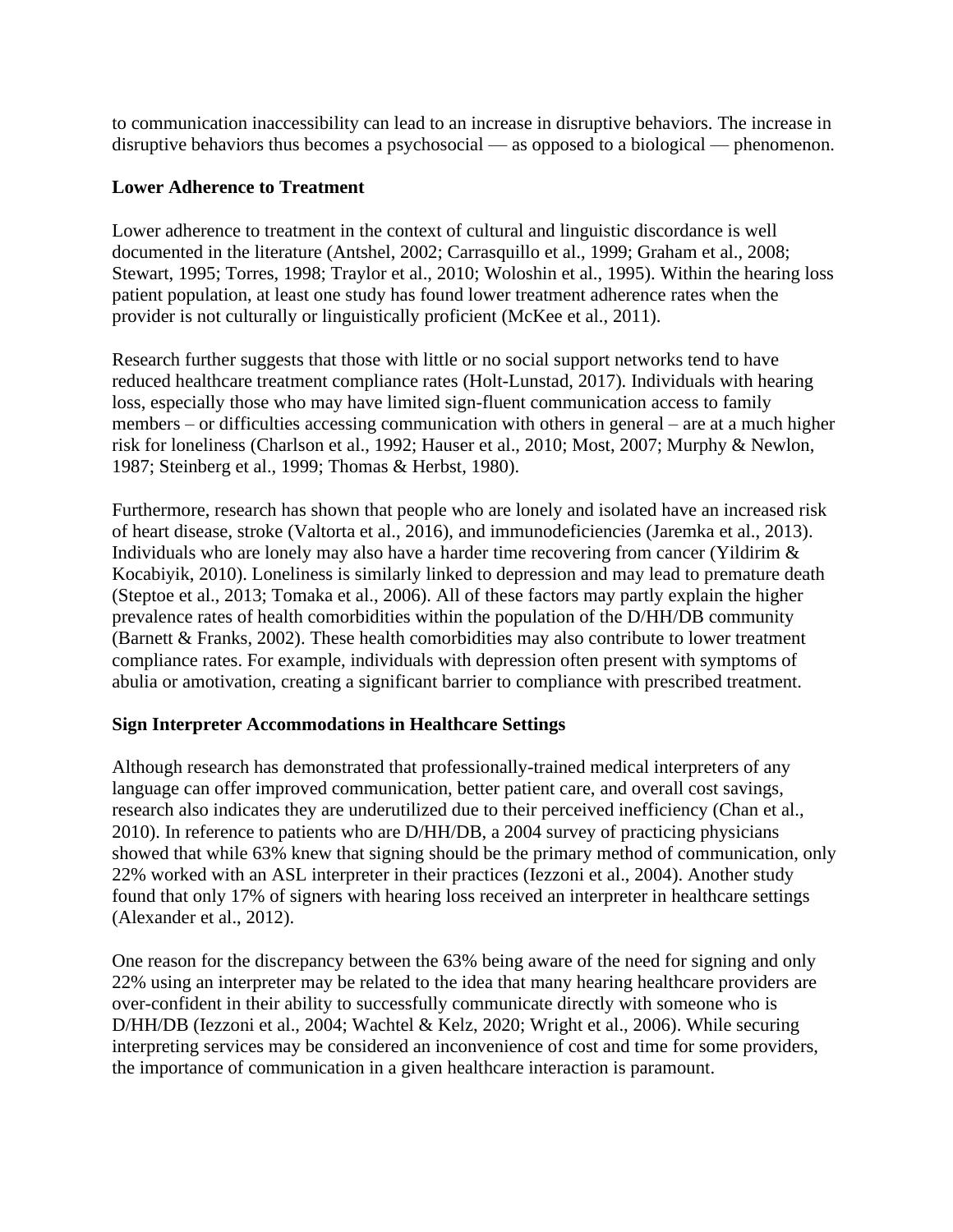to communication inaccessibility can lead to an increase in disruptive behaviors. The increase in disruptive behaviors thus becomes a psychosocial — as opposed to a biological — phenomenon.

### Lower Adherence to Treatment

Lower adherence to treatment in the context of cultural and linguistic discordance is well documented in the literature (Antshel, 2002; Carrasquillo et al., 1999; Graham et al., 2008; Stewart, 1995; Torres, 1998; Traylor et al., 2010; Woloshin et al., 1995). Within the hearing loss patient population, at least one study has found lower treatment adherence rates when the provider is not culturally or linguistically proficient (McKee et al., 2011).

Research further suggests that those with little or no social support networks tend to have reduced healthcare treatment compliance rates (Holt-Lunstad, 2017). Individuals with hearing loss, especially those who may have limited sign-fluent communication access to family members – or difficulties accessing communication with others in general – are at a much higher risk for loneliness (Charlson et al., 1992; Hauser et al., 2010; Most, 2007; Murphy & Newlon, 1987; Steinberg et al., 1999; Thomas & Herbst, 1980).

Furthermore, research has shown that people who are lonely and isolated have an increased risk of heart disease, stroke (Valtorta et al., 2016), and immunodeficiencies (Jaremka et al., 2013). Individuals who are lonely may also have a harder time recovering from cancer (Yildirim & Kocabiyik, 2010). Loneliness is similarly linked to depression and may lead to premature death (Steptoe et al., 2013; Tomaka et al., 2006). All of these factors may partly explain the higher prevalence rates of health comorbidities within the population of the D/HH/DB community (Barnett & Franks, 2002). These health comorbidities may also contribute to lower treatment compliance rates. For example, individuals with depression often present with symptoms of abulia or amotivation, creating a significant barrier to compliance with prescribed treatment.

### Sign Interpreter Accommodations in Healthcare Settings

Although research has demonstrated that professionally-trained medical interpreters of any language can offer improved communication, better patient care, and overall cost savings, research also indicates they are underutilized due to their perceived inefficiency (Chan et al., 2010). In reference to patients who are D/HH/DB, a 2004 survey of practicing physicians showed that while 63% knew that signing should be the primary method of communication, only 22% worked with an ASL interpreter in their practices (Iezzoni et al., 2004). Another study found that only 17% of signers with hearing loss received an interpreter in healthcare settings (Alexander et al., 2012).

One reason for the discrepancy between the 63% being aware of the need for signing and only 22% using an interpreter may be related to the idea that many hearing healthcare providers are over-confident in their ability to successfully communicate directly with someone who is D/HH/DB (Iezzoni et al., 2004; Wachtel & Kelz, 2020; Wright et al., 2006). While securing interpreting services may be considered an inconvenience of cost and time for some providers, the importance of communication in a given healthcare interaction is paramount.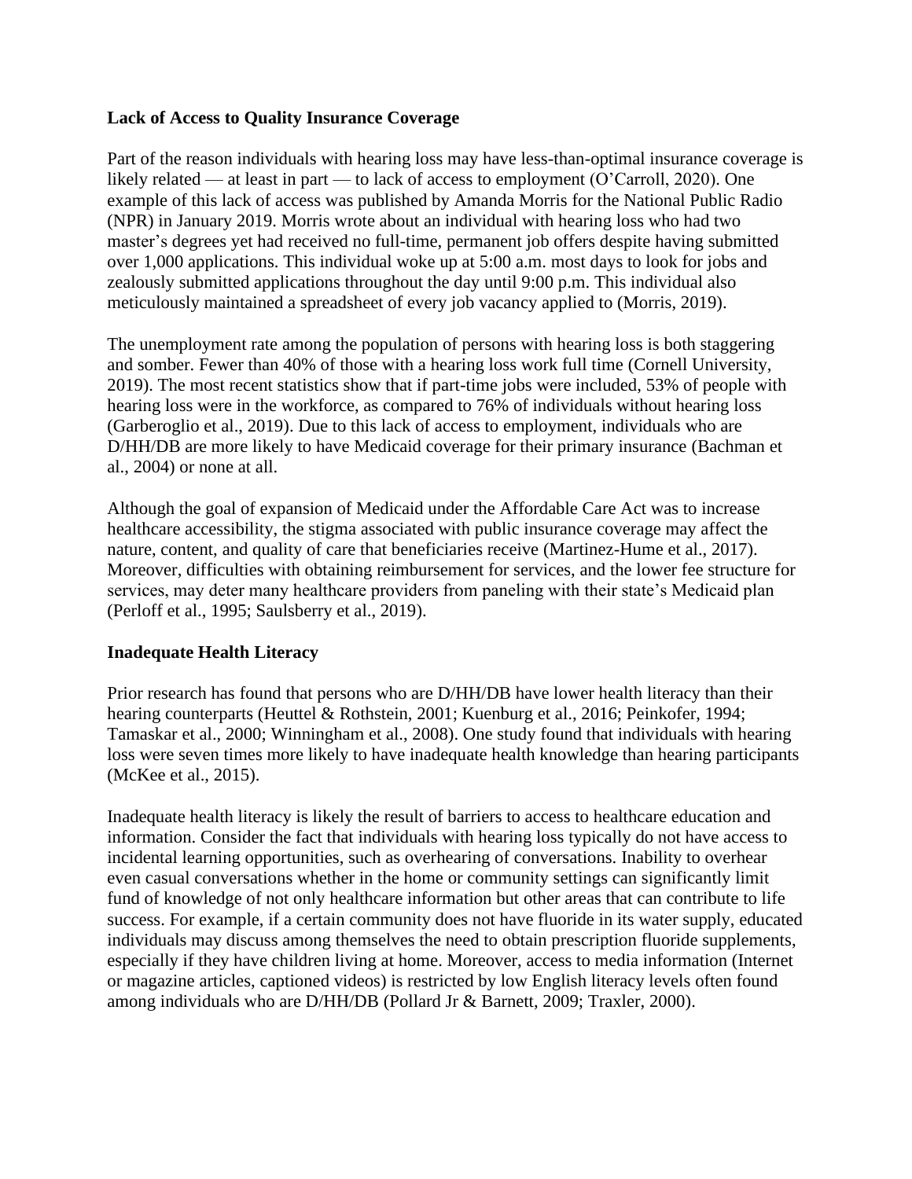### Lack of Access to Quality Insurance Coverage

Part of the reason individuals with hearing loss may have less-than-optimal insurance coverage is likely related — at least in part — to lack of access to employment (O'Carroll, 2020). One example of this lack of access was published by Amanda Morris for the National Public Radio (NPR) in January 2019. Morris wrote about an individual with hearing loss who had two master's degrees yet had received no full-time, permanent job offers despite having submitted over 1,000 applications. This individual woke up at 5:00 a.m. most days to look for jobs and zealously submitted applications throughout the day until 9:00 p.m. This individual also meticulously maintained a spreadsheet of every job vacancy applied to (Morris, 2019).

The unemployment rate among the population of persons with hearing loss is both staggering and somber. Fewer than 40% of those with a hearing loss work full time (Cornell University, 2019). The most recent statistics show that if part-time jobs were included, 53% of people with hearing loss were in the workforce, as compared to 76% of individuals without hearing loss (Garberoglio et al., 2019). Due to this lack of access to employment, individuals who are D/HH/DB are more likely to have Medicaid coverage for their primary insurance (Bachman et al., 2004) or none at all.

Although the goal of expansion of Medicaid under the Affordable Care Act was to increase healthcare accessibility, the stigma associated with public insurance coverage may affect the nature, content, and quality of care that beneficiaries receive (Martinez-Hume et al., 2017). Moreover, difficulties with obtaining reimbursement for services, and the lower fee structure for services, may deter many healthcare providers from paneling with their state's Medicaid plan (Perloff et al., 1995; Saulsberry et al., 2019).

### Inadequate Health Literacy

Prior research has found that persons who are D/HH/DB have lower health literacy than their hearing counterparts (Heuttel & Rothstein, 2001; Kuenburg et al., 2016; Peinkofer, 1994; Tamaskar et al., 2000; Winningham et al., 2008). One study found that individuals with hearing loss were seven times more likely to have inadequate health knowledge than hearing participants (McKee et al., 2015).

Inadequate health literacy is likely the result of barriers to access to healthcare education and information. Consider the fact that individuals with hearing loss typically do not have access to incidental learning opportunities, such as overhearing of conversations. Inability to overhear even casual conversations whether in the home or community settings can significantly limit fund of knowledge of not only healthcare information but other areas that can contribute to life success. For example, if a certain community does not have fluoride in its water supply, educated individuals may discuss among themselves the need to obtain prescription fluoride supplements, especially if they have children living at home. Moreover, access to media information (Internet or magazine articles, captioned videos) is restricted by low English literacy levels often found among individuals who are D/HH/DB (Pollard Jr & Barnett, 2009; Traxler, 2000).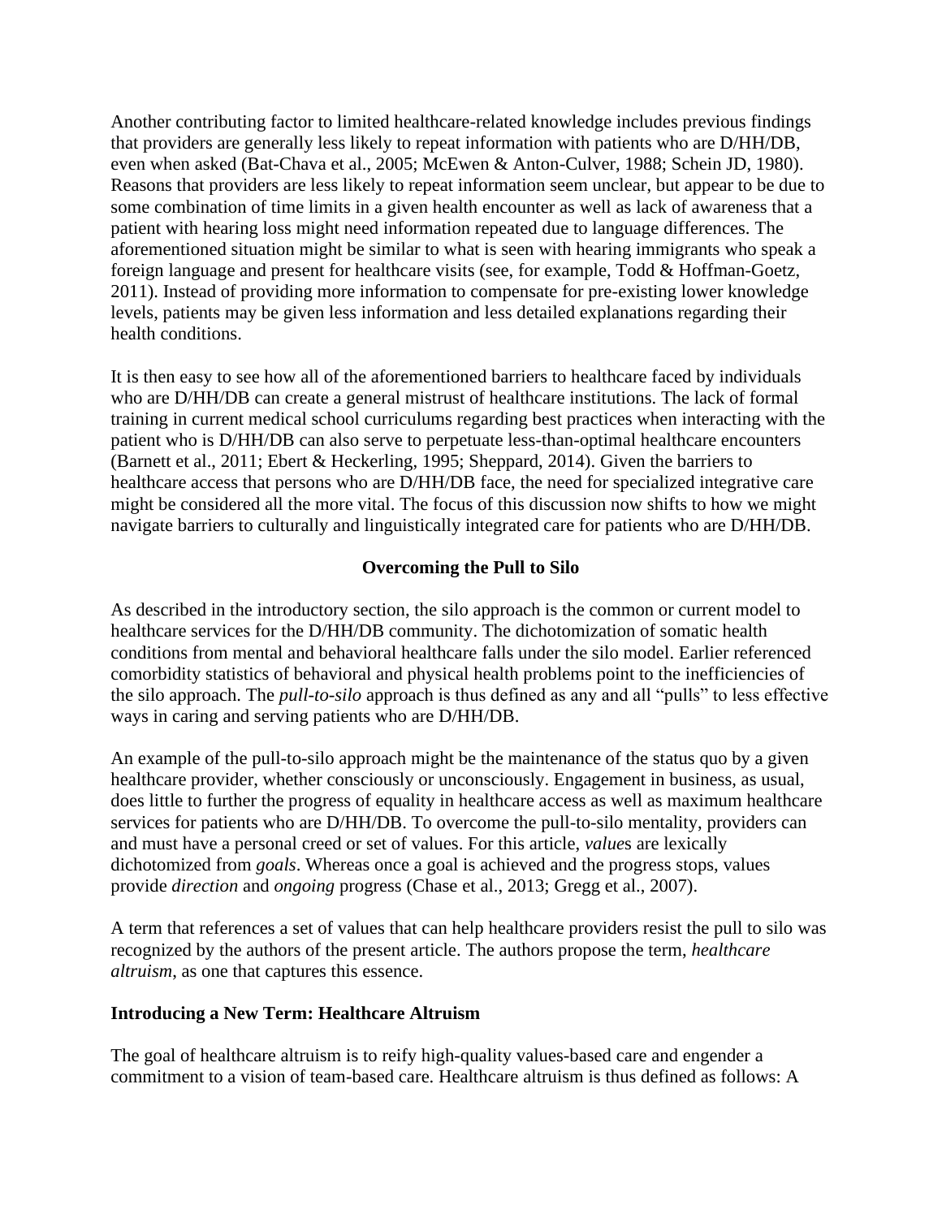Another contributing factor to limited healthcare-related knowledge includes previous findings that providers are generally less likely to repeat information with patients who are D/HH/DB, even when asked (Bat-Chava et al., 2005; McEwen & Anton-Culver, 1988; Schein JD, 1980). Reasons that providers are less likely to repeat information seem unclear, but appear to be due to some combination of time limits in a given health encounter as well as lack of awareness that a patient with hearing loss might need information repeated due to language differences. The aforementioned situation might be similar to what is seen with hearing immigrants who speak a foreign language and present for healthcare visits (see, for example, Todd & Hoffman-Goetz, 2011). Instead of providing more information to compensate for pre-existing lower knowledge levels, patients may be given less information and less detailed explanations regarding their health conditions.

It is then easy to see how all of the aforementioned barriers to healthcare faced by individuals who are D/HH/DB can create a general mistrust of healthcare institutions. The lack of formal training in current medical school curriculums regarding best practices when interacting with the patient who is D/HH/DB can also serve to perpetuate less-than-optimal healthcare encounters (Barnett et al., 2011; Ebert & Heckerling, 1995; Sheppard, 2014). Given the barriers to healthcare access that persons who are D/HH/DB face, the need for specialized integrative care might be considered all the more vital. The focus of this discussion now shifts to how we might navigate barriers to culturally and linguistically integrated care for patients who are D/HH/DB.

## Overcoming the Pull to Silo

As described in the introductory section, the silo approach is the common or current model to healthcare services for the D/HH/DB community. The dichotomization of somatic health conditions from mental and behavioral healthcare falls under the silo model. Earlier referenced comorbidity statistics of behavioral and physical health problems point to the inefficiencies of the silo approach. The *pull-to-silo* approach is thus defined as any and all "pulls" to less effective ways in caring and serving patients who are D/HH/DB.

An example of the pull-to-silo approach might be the maintenance of the status quo by a given healthcare provider, whether consciously or unconsciously. Engagement in business, as usual, does little to further the progress of equality in healthcare access as well as maximum healthcare services for patients who are D/HH/DB. To overcome the pull-to-silo mentality, providers can and must have a personal creed or set of values. For this article, *value*s are lexically dichotomized from *goals*. Whereas once a goal is achieved and the progress stops, values provide *direction* and *ongoing* progress (Chase et al., 2013; Gregg et al., 2007).

A term that references a set of values that can help healthcare providers resist the pull to silo was recognized by the authors of the present article. The authors propose the term, *healthcare altruism*, as one that captures this essence.

### Introducing a New Term: Healthcare Altruism

The goal of healthcare altruism is to reify high-quality values-based care and engender a commitment to a vision of team-based care. Healthcare altruism is thus defined as follows: A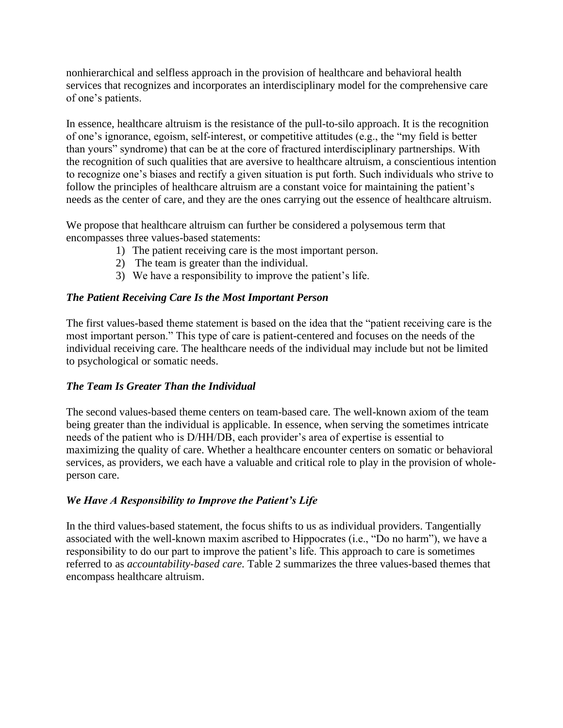nonhierarchical and selfless approach in the provision of healthcare and behavioral health services that recognizes and incorporates an interdisciplinary model for the comprehensive care of one's patients.

In essence, healthcare altruism is the resistance of the pull-to-silo approach. It is the recognition of one's ignorance, egoism, self-interest, or competitive attitudes (e.g., the "my field is better than yours" syndrome) that can be at the core of fractured interdisciplinary partnerships. With the recognition of such qualities that are aversive to healthcare altruism, a conscientious intention to recognize one's biases and rectify a given situation is put forth. Such individuals who strive to follow the principles of healthcare altruism are a constant voice for maintaining the patient's needs as the center of care, and they are the ones carrying out the essence of healthcare altruism.

We propose that healthcare altruism can further be considered a polysemous term that encompasses three values-based statements:

1) The patient receiving care is the most important person.
2) The team is greater than the individual.
3) We have a responsibility to improve the patient's life.

### *The Patient Receiving Care Is the Most Important Person*

The first values-based theme statement is based on the idea that the "patient receiving care is the most important person." This type of care is patient-centered and focuses on the needs of the individual receiving care. The healthcare needs of the individual may include but not be limited to psychological or somatic needs.

### *The Team Is Greater Than the Individual*

The second values-based theme centers on team-based care. The well-known axiom of the team being greater than the individual is applicable. In essence, when serving the sometimes intricate needs of the patient who is D/HH/DB, each provider's area of expertise is essential to maximizing the quality of care. Whether a healthcare encounter centers on somatic or behavioral services, as providers, we each have a valuable and critical role to play in the provision of whole-person care.

### *We Have A Responsibility to Improve the Patient's Life*

In the third values-based statement, the focus shifts to us as individual providers. Tangentially associated with the well-known maxim ascribed to Hippocrates (i.e., "Do no harm"), we have a responsibility to do our part to improve the patient's life. This approach to care is sometimes referred to as *accountability-based care*. Table 2 summarizes the three values-based themes that encompass healthcare altruism.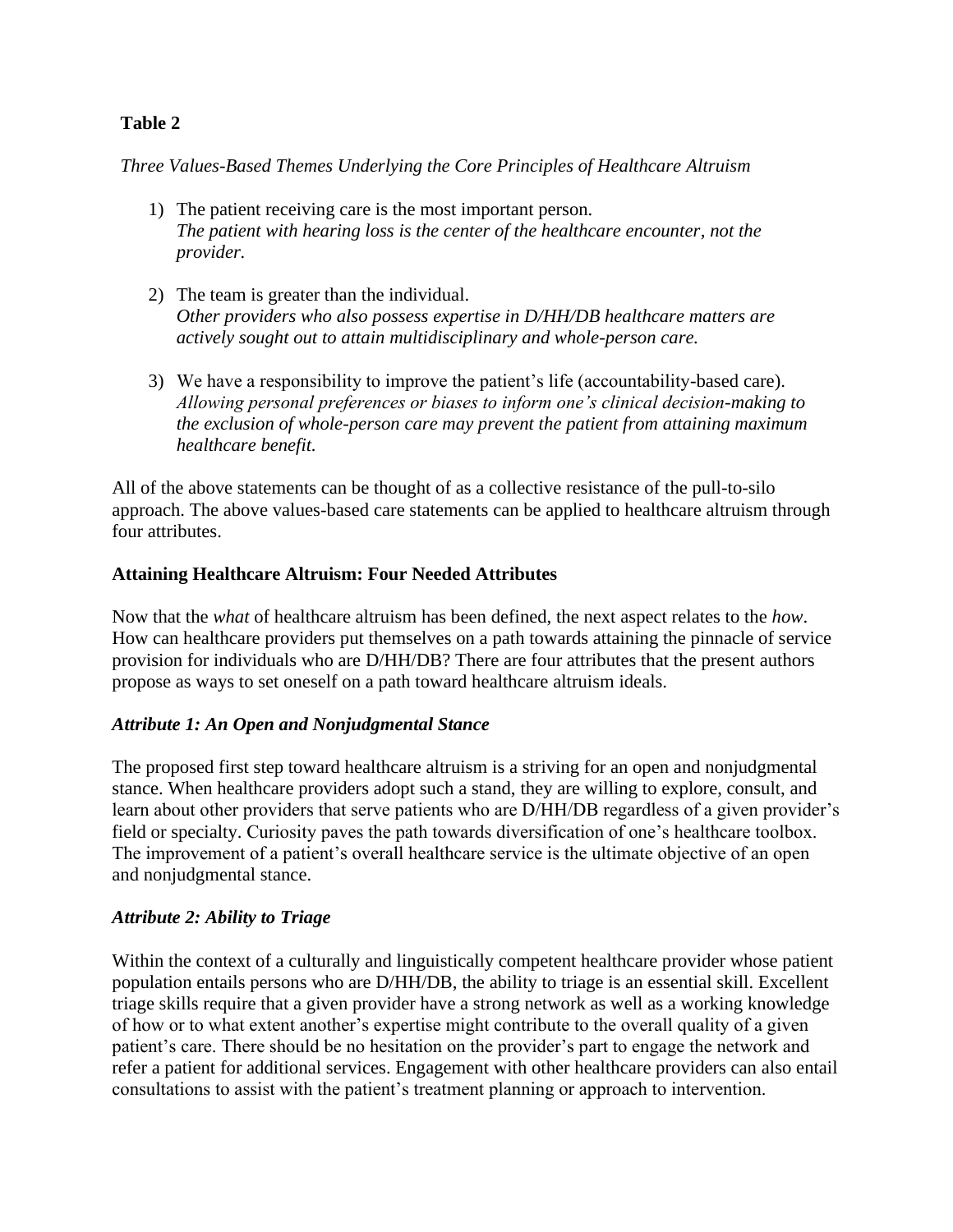**Table 2**

*Three Values-Based Themes Underlying the Core Principles of Healthcare Altruism*

1) The patient receiving care is the most important person.
   *The patient with hearing loss is the center of the healthcare encounter, not the provider.*

2) The team is greater than the individual.
   *Other providers who also possess expertise in D/HH/DB healthcare matters are actively sought out to attain multidisciplinary and whole-person care.*

3) We have a responsibility to improve the patient's life (accountability-based care).
   *Allowing personal preferences or biases to inform one's clinical decision-making to the exclusion of whole-person care may prevent the patient from attaining maximum healthcare benefit.*

All of the above statements can be thought of as a collective resistance of the pull-to-silo approach. The above values-based care statements can be applied to healthcare altruism through four attributes.

## Attaining Healthcare Altruism: Four Needed Attributes

Now that the *what* of healthcare altruism has been defined, the next aspect relates to the *how*. How can healthcare providers put themselves on a path towards attaining the pinnacle of service provision for individuals who are D/HH/DB? There are four attributes that the present authors propose as ways to set oneself on a path toward healthcare altruism ideals.

### *Attribute 1: An Open and Nonjudgmental Stance*

The proposed first step toward healthcare altruism is a striving for an open and nonjudgmental stance. When healthcare providers adopt such a stand, they are willing to explore, consult, and learn about other providers that serve patients who are D/HH/DB regardless of a given provider's field or specialty. Curiosity paves the path towards diversification of one's healthcare toolbox. The improvement of a patient's overall healthcare service is the ultimate objective of an open and nonjudgmental stance.

### *Attribute 2: Ability to Triage*

Within the context of a culturally and linguistically competent healthcare provider whose patient population entails persons who are D/HH/DB, the ability to triage is an essential skill. Excellent triage skills require that a given provider have a strong network as well as a working knowledge of how or to what extent another's expertise might contribute to the overall quality of a given patient's care. There should be no hesitation on the provider's part to engage the network and refer a patient for additional services. Engagement with other healthcare providers can also entail consultations to assist with the patient's treatment planning or approach to intervention.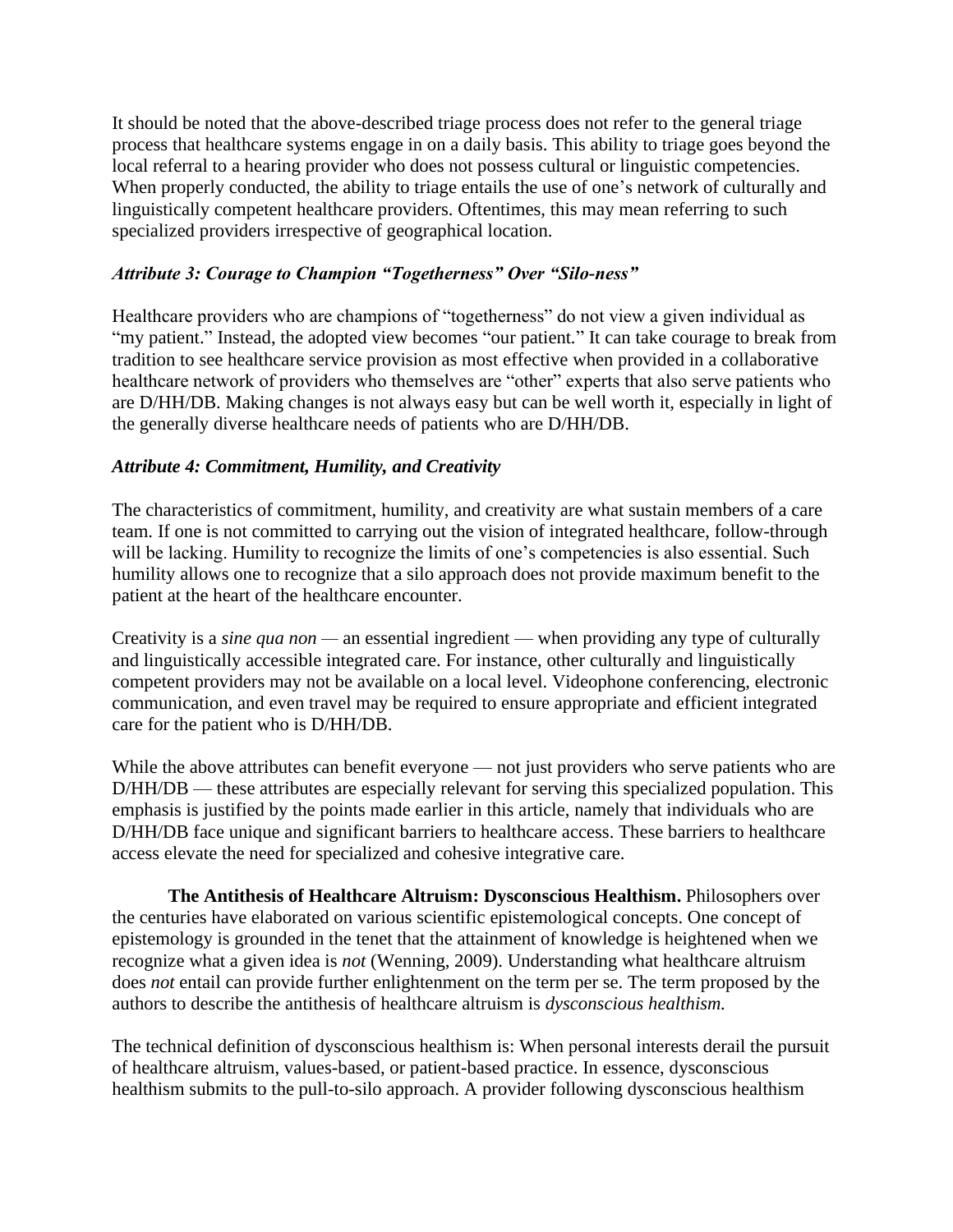It should be noted that the above-described triage process does not refer to the general triage process that healthcare systems engage in on a daily basis. This ability to triage goes beyond the local referral to a hearing provider who does not possess cultural or linguistic competencies. When properly conducted, the ability to triage entails the use of one's network of culturally and linguistically competent healthcare providers. Oftentimes, this may mean referring to such specialized providers irrespective of geographical location.

### *Attribute 3: Courage to Champion "Togetherness" Over "Silo-ness"*

Healthcare providers who are champions of "togetherness" do not view a given individual as "my patient." Instead, the adopted view becomes "our patient." It can take courage to break from tradition to see healthcare service provision as most effective when provided in a collaborative healthcare network of providers who themselves are "other" experts that also serve patients who are D/HH/DB. Making changes is not always easy but can be well worth it, especially in light of the generally diverse healthcare needs of patients who are D/HH/DB.

### *Attribute 4: Commitment, Humility, and Creativity*

The characteristics of commitment, humility, and creativity are what sustain members of a care team. If one is not committed to carrying out the vision of integrated healthcare, follow-through will be lacking. Humility to recognize the limits of one's competencies is also essential. Such humility allows one to recognize that a silo approach does not provide maximum benefit to the patient at the heart of the healthcare encounter.

Creativity is a *sine qua non* — an essential ingredient — when providing any type of culturally and linguistically accessible integrated care. For instance, other culturally and linguistically competent providers may not be available on a local level. Videophone conferencing, electronic communication, and even travel may be required to ensure appropriate and efficient integrated care for the patient who is D/HH/DB.

While the above attributes can benefit everyone — not just providers who serve patients who are D/HH/DB — these attributes are especially relevant for serving this specialized population. This emphasis is justified by the points made earlier in this article, namely that individuals who are D/HH/DB face unique and significant barriers to healthcare access. These barriers to healthcare access elevate the need for specialized and cohesive integrative care.

**The Antithesis of Healthcare Altruism: Dysconscious Healthism.** Philosophers over the centuries have elaborated on various scientific epistemological concepts. One concept of epistemology is grounded in the tenet that the attainment of knowledge is heightened when we recognize what a given idea is *not* (Wenning, 2009). Understanding what healthcare altruism does *not* entail can provide further enlightenment on the term per se. The term proposed by the authors to describe the antithesis of healthcare altruism is *dysconscious healthism.*

The technical definition of dysconscious healthism is: When personal interests derail the pursuit of healthcare altruism, values-based, or patient-based practice. In essence, dysconscious healthism submits to the pull-to-silo approach. A provider following dysconscious healthism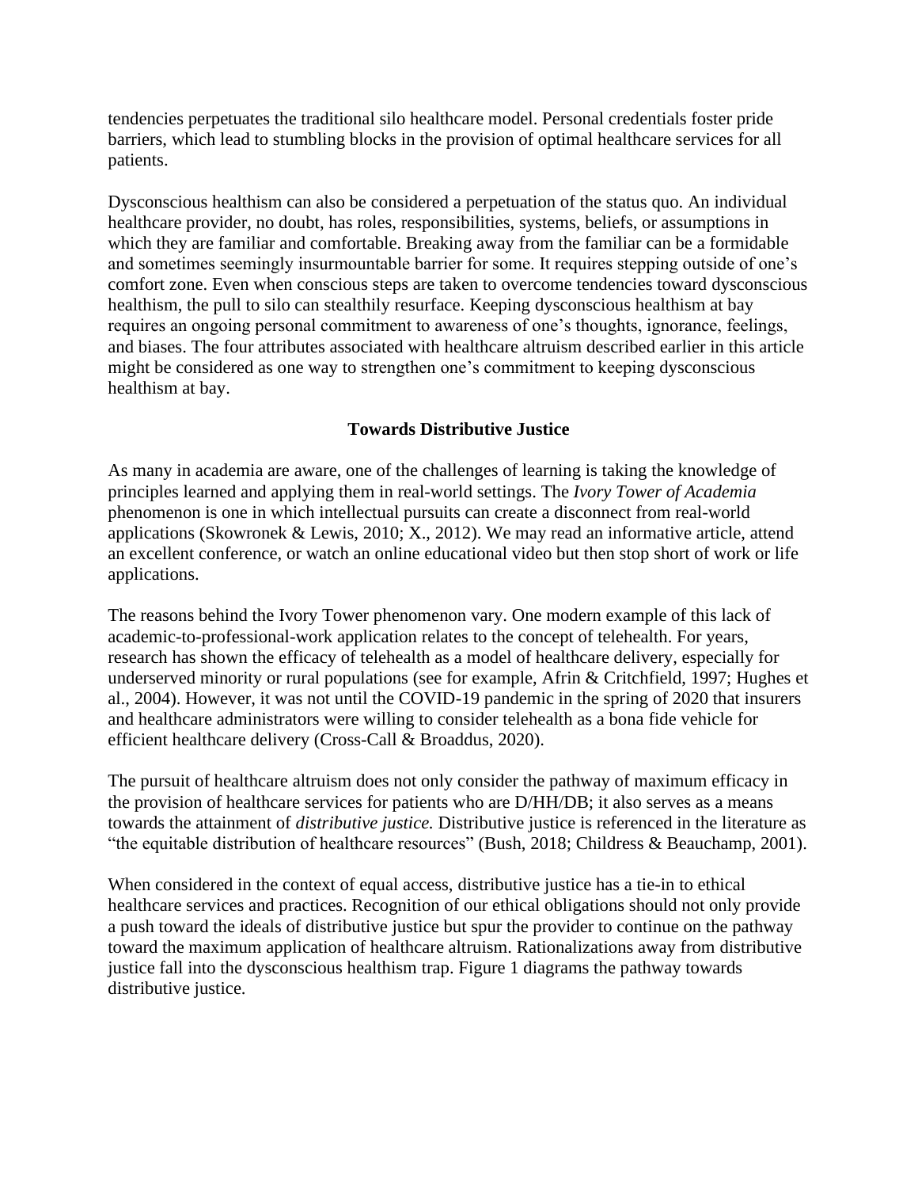tendencies perpetuates the traditional silo healthcare model. Personal credentials foster pride barriers, which lead to stumbling blocks in the provision of optimal healthcare services for all patients.

Dysconscious healthism can also be considered a perpetuation of the status quo. An individual healthcare provider, no doubt, has roles, responsibilities, systems, beliefs, or assumptions in which they are familiar and comfortable. Breaking away from the familiar can be a formidable and sometimes seemingly insurmountable barrier for some. It requires stepping outside of one's comfort zone. Even when conscious steps are taken to overcome tendencies toward dysconscious healthism, the pull to silo can stealthily resurface. Keeping dysconscious healthism at bay requires an ongoing personal commitment to awareness of one's thoughts, ignorance, feelings, and biases. The four attributes associated with healthcare altruism described earlier in this article might be considered as one way to strengthen one's commitment to keeping dysconscious healthism at bay.

## Towards Distributive Justice

As many in academia are aware, one of the challenges of learning is taking the knowledge of principles learned and applying them in real-world settings. The *Ivory Tower of Academia* phenomenon is one in which intellectual pursuits can create a disconnect from real-world applications (Skowronek & Lewis, 2010; X., 2012). We may read an informative article, attend an excellent conference, or watch an online educational video but then stop short of work or life applications.

The reasons behind the Ivory Tower phenomenon vary. One modern example of this lack of academic-to-professional-work application relates to the concept of telehealth. For years, research has shown the efficacy of telehealth as a model of healthcare delivery, especially for underserved minority or rural populations (see for example, Afrin & Critchfield, 1997; Hughes et al., 2004). However, it was not until the COVID-19 pandemic in the spring of 2020 that insurers and healthcare administrators were willing to consider telehealth as a bona fide vehicle for efficient healthcare delivery (Cross-Call & Broaddus, 2020).

The pursuit of healthcare altruism does not only consider the pathway of maximum efficacy in the provision of healthcare services for patients who are D/HH/DB; it also serves as a means towards the attainment of *distributive justice.* Distributive justice is referenced in the literature as "the equitable distribution of healthcare resources" (Bush, 2018; Childress & Beauchamp, 2001).

When considered in the context of equal access, distributive justice has a tie-in to ethical healthcare services and practices. Recognition of our ethical obligations should not only provide a push toward the ideals of distributive justice but spur the provider to continue on the pathway toward the maximum application of healthcare altruism. Rationalizations away from distributive justice fall into the dysconscious healthism trap. Figure 1 diagrams the pathway towards distributive justice.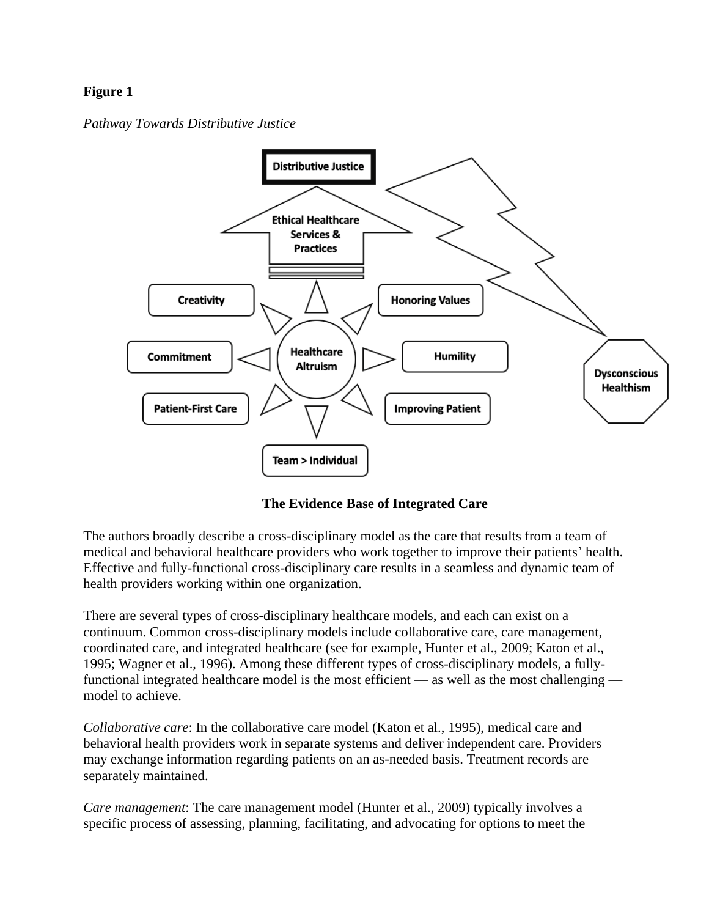**Figure 1**

*Pathway Towards Distributive Justice*

Distributive Justice

Ethical Healthcare Services & Practices

Creativity

Honoring Values

Commitment

Healthcare Altruism

Humility

Patient-First Care

Improving Patient

Team > Individual

Dysconscious Healthism

### The Evidence Base of Integrated Care

The authors broadly describe a cross-disciplinary model as the care that results from a team of medical and behavioral healthcare providers who work together to improve their patients' health. Effective and fully-functional cross-disciplinary care results in a seamless and dynamic team of health providers working within one organization.

There are several types of cross-disciplinary healthcare models, and each can exist on a continuum. Common cross-disciplinary models include collaborative care, care management, coordinated care, and integrated healthcare (see for example, Hunter et al., 2009; Katon et al., 1995; Wagner et al., 1996). Among these different types of cross-disciplinary models, a fully-functional integrated healthcare model is the most efficient — as well as the most challenging — model to achieve.

*Collaborative care*: In the collaborative care model (Katon et al., 1995), medical care and behavioral health providers work in separate systems and deliver independent care. Providers may exchange information regarding patients on an as-needed basis. Treatment records are separately maintained.

*Care management*: The care management model (Hunter et al., 2009) typically involves a specific process of assessing, planning, facilitating, and advocating for options to meet the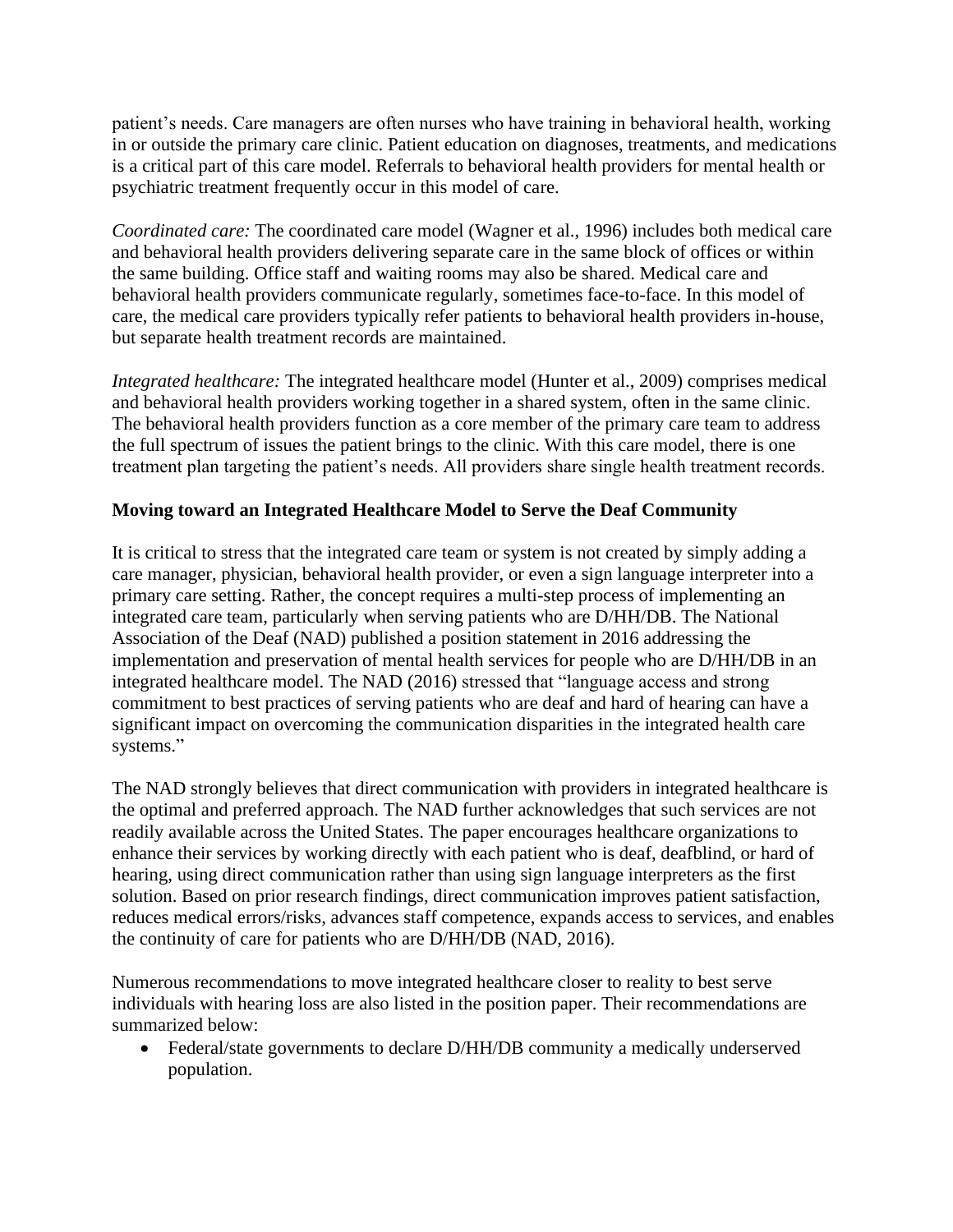patient's needs. Care managers are often nurses who have training in behavioral health, working in or outside the primary care clinic. Patient education on diagnoses, treatments, and medications is a critical part of this care model. Referrals to behavioral health providers for mental health or psychiatric treatment frequently occur in this model of care.

*Coordinated care:* The coordinated care model (Wagner et al., 1996) includes both medical care and behavioral health providers delivering separate care in the same block of offices or within the same building. Office staff and waiting rooms may also be shared. Medical care and behavioral health providers communicate regularly, sometimes face-to-face. In this model of care, the medical care providers typically refer patients to behavioral health providers in-house, but separate health treatment records are maintained.

*Integrated healthcare:* The integrated healthcare model (Hunter et al., 2009) comprises medical and behavioral health providers working together in a shared system, often in the same clinic. The behavioral health providers function as a core member of the primary care team to address the full spectrum of issues the patient brings to the clinic. With this care model, there is one treatment plan targeting the patient's needs. All providers share single health treatment records.

**Moving toward an Integrated Healthcare Model to Serve the Deaf Community**

It is critical to stress that the integrated care team or system is not created by simply adding a care manager, physician, behavioral health provider, or even a sign language interpreter into a primary care setting. Rather, the concept requires a multi-step process of implementing an integrated care team, particularly when serving patients who are D/HH/DB. The National Association of the Deaf (NAD) published a position statement in 2016 addressing the implementation and preservation of mental health services for people who are D/HH/DB in an integrated healthcare model. The NAD (2016) stressed that "language access and strong commitment to best practices of serving patients who are deaf and hard of hearing can have a significant impact on overcoming the communication disparities in the integrated health care systems."

The NAD strongly believes that direct communication with providers in integrated healthcare is the optimal and preferred approach. The NAD further acknowledges that such services are not readily available across the United States. The paper encourages healthcare organizations to enhance their services by working directly with each patient who is deaf, deafblind, or hard of hearing, using direct communication rather than using sign language interpreters as the first solution. Based on prior research findings, direct communication improves patient satisfaction, reduces medical errors/risks, advances staff competence, expands access to services, and enables the continuity of care for patients who are D/HH/DB (NAD, 2016).

Numerous recommendations to move integrated healthcare closer to reality to best serve individuals with hearing loss are also listed in the position paper. Their recommendations are summarized below:

- Federal/state governments to declare D/HH/DB community a medically underserved population.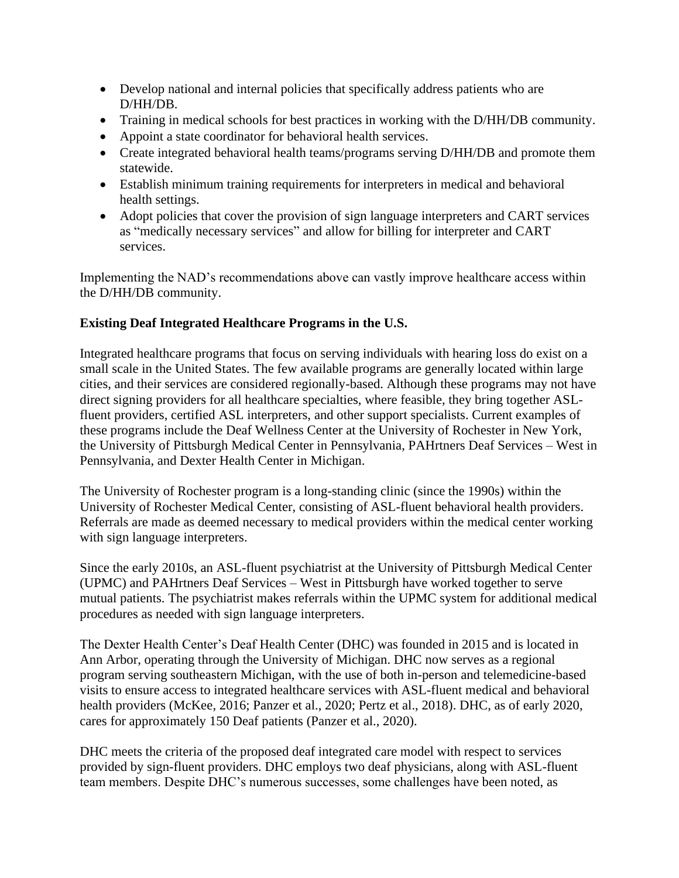- Develop national and internal policies that specifically address patients who are D/HH/DB.
- Training in medical schools for best practices in working with the D/HH/DB community.
- Appoint a state coordinator for behavioral health services.
- Create integrated behavioral health teams/programs serving D/HH/DB and promote them statewide.
- Establish minimum training requirements for interpreters in medical and behavioral health settings.
- Adopt policies that cover the provision of sign language interpreters and CART services as "medically necessary services" and allow for billing for interpreter and CART services.

Implementing the NAD's recommendations above can vastly improve healthcare access within the D/HH/DB community.

**Existing Deaf Integrated Healthcare Programs in the U.S.**

Integrated healthcare programs that focus on serving individuals with hearing loss do exist on a small scale in the United States. The few available programs are generally located within large cities, and their services are considered regionally-based. Although these programs may not have direct signing providers for all healthcare specialties, where feasible, they bring together ASL-fluent providers, certified ASL interpreters, and other support specialists. Current examples of these programs include the Deaf Wellness Center at the University of Rochester in New York, the University of Pittsburgh Medical Center in Pennsylvania, PAHrtners Deaf Services – West in Pennsylvania, and Dexter Health Center in Michigan.

The University of Rochester program is a long-standing clinic (since the 1990s) within the University of Rochester Medical Center, consisting of ASL-fluent behavioral health providers. Referrals are made as deemed necessary to medical providers within the medical center working with sign language interpreters.

Since the early 2010s, an ASL-fluent psychiatrist at the University of Pittsburgh Medical Center (UPMC) and PAHrtners Deaf Services – West in Pittsburgh have worked together to serve mutual patients. The psychiatrist makes referrals within the UPMC system for additional medical procedures as needed with sign language interpreters.

The Dexter Health Center's Deaf Health Center (DHC) was founded in 2015 and is located in Ann Arbor, operating through the University of Michigan. DHC now serves as a regional program serving southeastern Michigan, with the use of both in-person and telemedicine-based visits to ensure access to integrated healthcare services with ASL-fluent medical and behavioral health providers (McKee, 2016; Panzer et al., 2020; Pertz et al., 2018). DHC, as of early 2020, cares for approximately 150 Deaf patients (Panzer et al., 2020).

DHC meets the criteria of the proposed deaf integrated care model with respect to services provided by sign-fluent providers. DHC employs two deaf physicians, along with ASL-fluent team members. Despite DHC's numerous successes, some challenges have been noted, as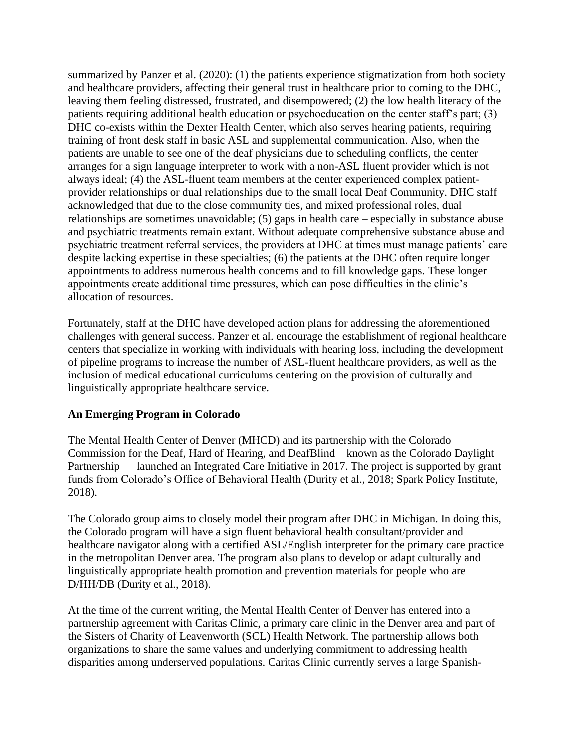summarized by Panzer et al. (2020): (1) the patients experience stigmatization from both society and healthcare providers, affecting their general trust in healthcare prior to coming to the DHC, leaving them feeling distressed, frustrated, and disempowered; (2) the low health literacy of the patients requiring additional health education or psychoeducation on the center staff's part; (3) DHC co-exists within the Dexter Health Center, which also serves hearing patients, requiring training of front desk staff in basic ASL and supplemental communication. Also, when the patients are unable to see one of the deaf physicians due to scheduling conflicts, the center arranges for a sign language interpreter to work with a non-ASL fluent provider which is not always ideal; (4) the ASL-fluent team members at the center experienced complex patient-provider relationships or dual relationships due to the small local Deaf Community. DHC staff acknowledged that due to the close community ties, and mixed professional roles, dual relationships are sometimes unavoidable; (5) gaps in health care – especially in substance abuse and psychiatric treatments remain extant. Without adequate comprehensive substance abuse and psychiatric treatment referral services, the providers at DHC at times must manage patients' care despite lacking expertise in these specialties; (6) the patients at the DHC often require longer appointments to address numerous health concerns and to fill knowledge gaps. These longer appointments create additional time pressures, which can pose difficulties in the clinic's allocation of resources.

Fortunately, staff at the DHC have developed action plans for addressing the aforementioned challenges with general success. Panzer et al. encourage the establishment of regional healthcare centers that specialize in working with individuals with hearing loss, including the development of pipeline programs to increase the number of ASL-fluent healthcare providers, as well as the inclusion of medical educational curriculums centering on the provision of culturally and linguistically appropriate healthcare service.

## An Emerging Program in Colorado

The Mental Health Center of Denver (MHCD) and its partnership with the Colorado Commission for the Deaf, Hard of Hearing, and DeafBlind – known as the Colorado Daylight Partnership — launched an Integrated Care Initiative in 2017. The project is supported by grant funds from Colorado's Office of Behavioral Health (Durity et al., 2018; Spark Policy Institute, 2018).

The Colorado group aims to closely model their program after DHC in Michigan. In doing this, the Colorado program will have a sign fluent behavioral health consultant/provider and healthcare navigator along with a certified ASL/English interpreter for the primary care practice in the metropolitan Denver area. The program also plans to develop or adapt culturally and linguistically appropriate health promotion and prevention materials for people who are D/HH/DB (Durity et al., 2018).

At the time of the current writing, the Mental Health Center of Denver has entered into a partnership agreement with Caritas Clinic, a primary care clinic in the Denver area and part of the Sisters of Charity of Leavenworth (SCL) Health Network. The partnership allows both organizations to share the same values and underlying commitment to addressing health disparities among underserved populations. Caritas Clinic currently serves a large Spanish-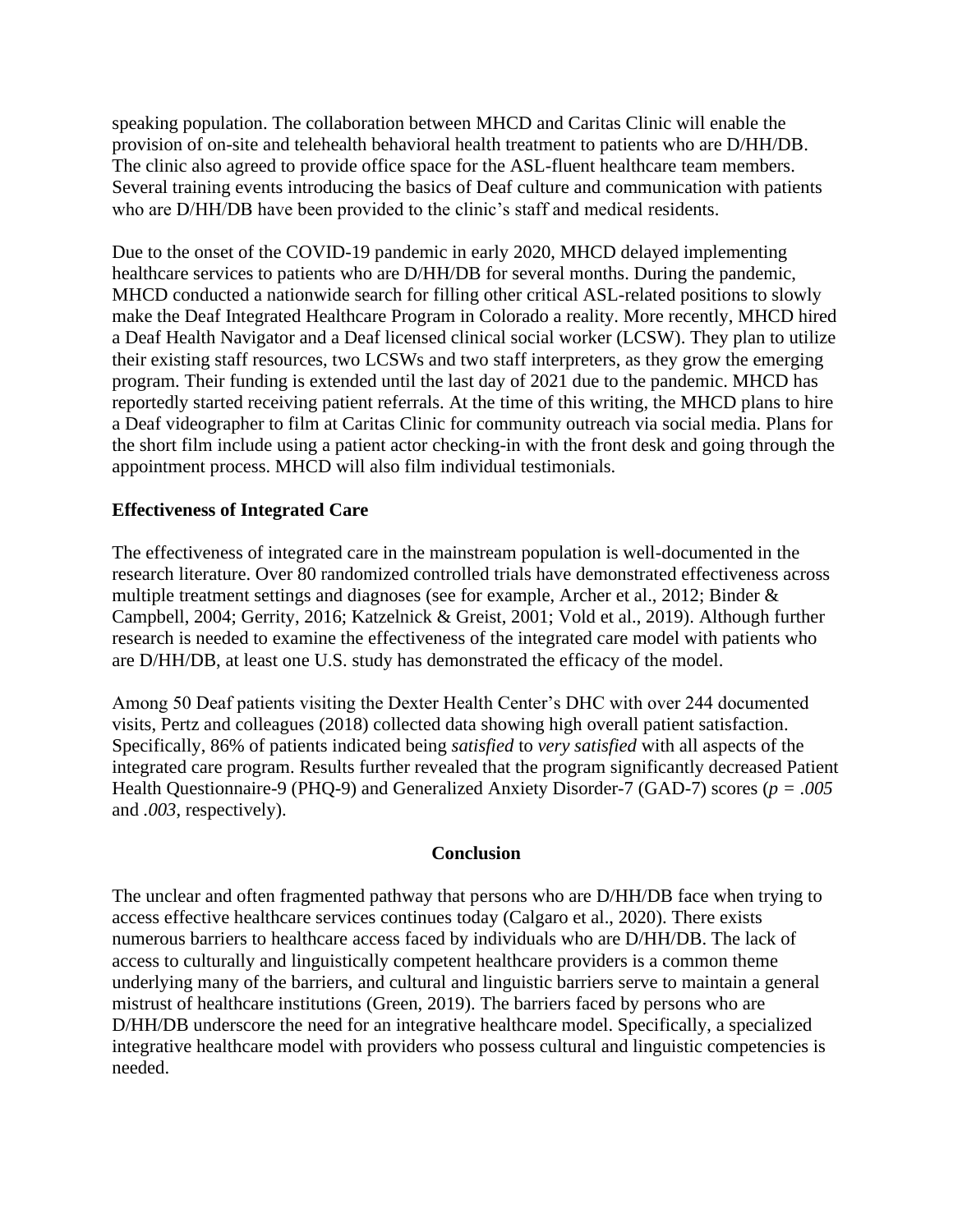speaking population. The collaboration between MHCD and Caritas Clinic will enable the provision of on-site and telehealth behavioral health treatment to patients who are D/HH/DB. The clinic also agreed to provide office space for the ASL-fluent healthcare team members. Several training events introducing the basics of Deaf culture and communication with patients who are D/HH/DB have been provided to the clinic's staff and medical residents.

Due to the onset of the COVID-19 pandemic in early 2020, MHCD delayed implementing healthcare services to patients who are D/HH/DB for several months. During the pandemic, MHCD conducted a nationwide search for filling other critical ASL-related positions to slowly make the Deaf Integrated Healthcare Program in Colorado a reality. More recently, MHCD hired a Deaf Health Navigator and a Deaf licensed clinical social worker (LCSW). They plan to utilize their existing staff resources, two LCSWs and two staff interpreters, as they grow the emerging program. Their funding is extended until the last day of 2021 due to the pandemic. MHCD has reportedly started receiving patient referrals. At the time of this writing, the MHCD plans to hire a Deaf videographer to film at Caritas Clinic for community outreach via social media. Plans for the short film include using a patient actor checking-in with the front desk and going through the appointment process. MHCD will also film individual testimonials.

**Effectiveness of Integrated Care**

The effectiveness of integrated care in the mainstream population is well-documented in the research literature. Over 80 randomized controlled trials have demonstrated effectiveness across multiple treatment settings and diagnoses (see for example, Archer et al., 2012; Binder & Campbell, 2004; Gerrity, 2016; Katzelnick & Greist, 2001; Vold et al., 2019). Although further research is needed to examine the effectiveness of the integrated care model with patients who are D/HH/DB, at least one U.S. study has demonstrated the efficacy of the model.

Among 50 Deaf patients visiting the Dexter Health Center's DHC with over 244 documented visits, Pertz and colleagues (2018) collected data showing high overall patient satisfaction. Specifically, 86% of patients indicated being *satisfied* to *very satisfied* with all aspects of the integrated care program. Results further revealed that the program significantly decreased Patient Health Questionnaire-9 (PHQ-9) and Generalized Anxiety Disorder-7 (GAD-7) scores ($p = .005$ and $.003$, respectively).

## Conclusion

The unclear and often fragmented pathway that persons who are D/HH/DB face when trying to access effective healthcare services continues today (Calgaro et al., 2020). There exists numerous barriers to healthcare access faced by individuals who are D/HH/DB. The lack of access to culturally and linguistically competent healthcare providers is a common theme underlying many of the barriers, and cultural and linguistic barriers serve to maintain a general mistrust of healthcare institutions (Green, 2019). The barriers faced by persons who are D/HH/DB underscore the need for an integrative healthcare model. Specifically, a specialized integrative healthcare model with providers who possess cultural and linguistic competencies is needed.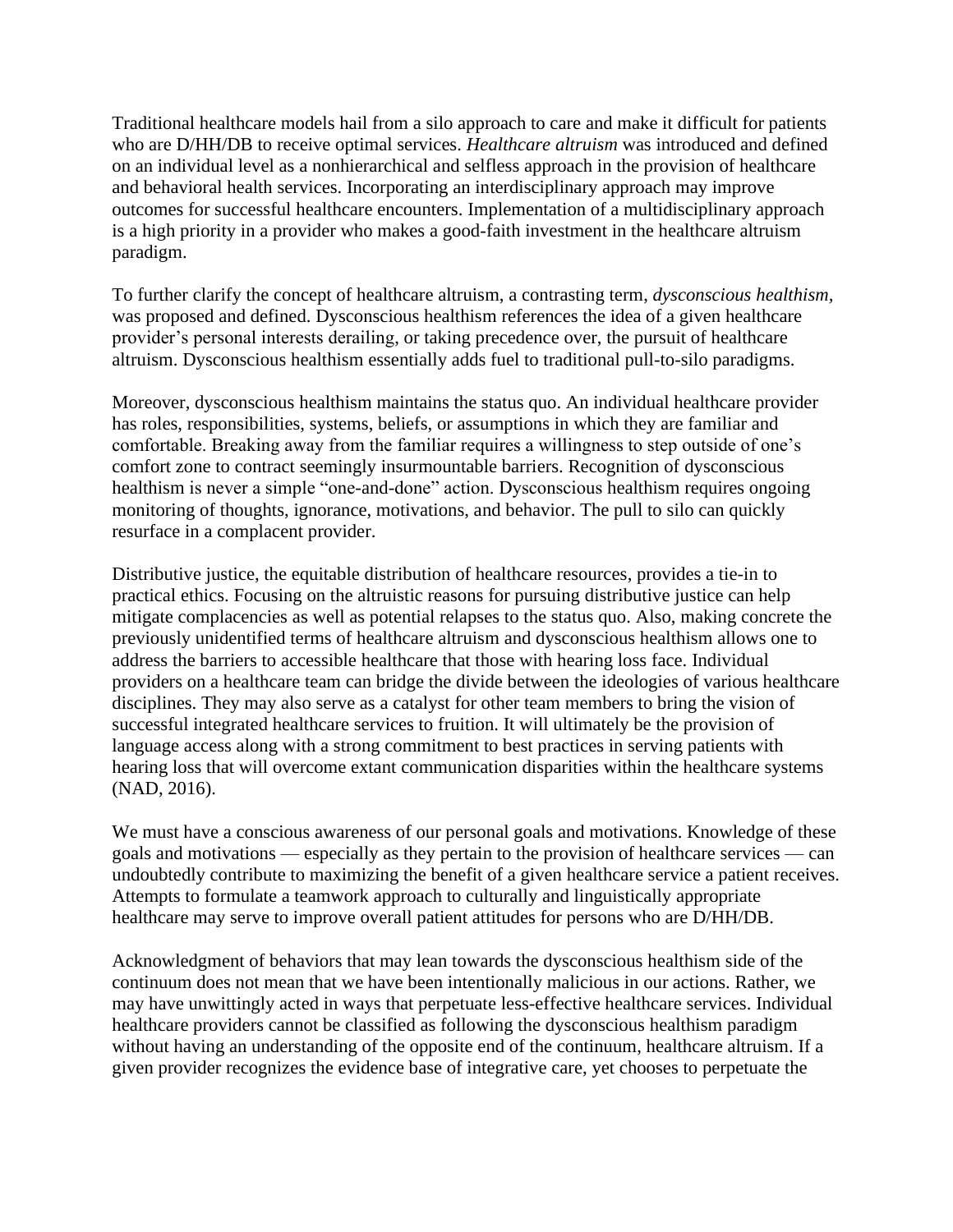Traditional healthcare models hail from a silo approach to care and make it difficult for patients who are D/HH/DB to receive optimal services. *Healthcare altruism* was introduced and defined on an individual level as a nonhierarchical and selfless approach in the provision of healthcare and behavioral health services. Incorporating an interdisciplinary approach may improve outcomes for successful healthcare encounters. Implementation of a multidisciplinary approach is a high priority in a provider who makes a good-faith investment in the healthcare altruism paradigm.

To further clarify the concept of healthcare altruism, a contrasting term, *dysconscious healthism*, was proposed and defined. Dysconscious healthism references the idea of a given healthcare provider's personal interests derailing, or taking precedence over, the pursuit of healthcare altruism. Dysconscious healthism essentially adds fuel to traditional pull-to-silo paradigms.

Moreover, dysconscious healthism maintains the status quo. An individual healthcare provider has roles, responsibilities, systems, beliefs, or assumptions in which they are familiar and comfortable. Breaking away from the familiar requires a willingness to step outside of one's comfort zone to contract seemingly insurmountable barriers. Recognition of dysconscious healthism is never a simple "one-and-done" action. Dysconscious healthism requires ongoing monitoring of thoughts, ignorance, motivations, and behavior. The pull to silo can quickly resurface in a complacent provider.

Distributive justice, the equitable distribution of healthcare resources, provides a tie-in to practical ethics. Focusing on the altruistic reasons for pursuing distributive justice can help mitigate complacencies as well as potential relapses to the status quo. Also, making concrete the previously unidentified terms of healthcare altruism and dysconscious healthism allows one to address the barriers to accessible healthcare that those with hearing loss face. Individual providers on a healthcare team can bridge the divide between the ideologies of various healthcare disciplines. They may also serve as a catalyst for other team members to bring the vision of successful integrated healthcare services to fruition. It will ultimately be the provision of language access along with a strong commitment to best practices in serving patients with hearing loss that will overcome extant communication disparities within the healthcare systems (NAD, 2016).

We must have a conscious awareness of our personal goals and motivations. Knowledge of these goals and motivations — especially as they pertain to the provision of healthcare services — can undoubtedly contribute to maximizing the benefit of a given healthcare service a patient receives. Attempts to formulate a teamwork approach to culturally and linguistically appropriate healthcare may serve to improve overall patient attitudes for persons who are D/HH/DB.

Acknowledgment of behaviors that may lean towards the dysconscious healthism side of the continuum does not mean that we have been intentionally malicious in our actions. Rather, we may have unwittingly acted in ways that perpetuate less-effective healthcare services. Individual healthcare providers cannot be classified as following the dysconscious healthism paradigm without having an understanding of the opposite end of the continuum, healthcare altruism. If a given provider recognizes the evidence base of integrative care, yet chooses to perpetuate the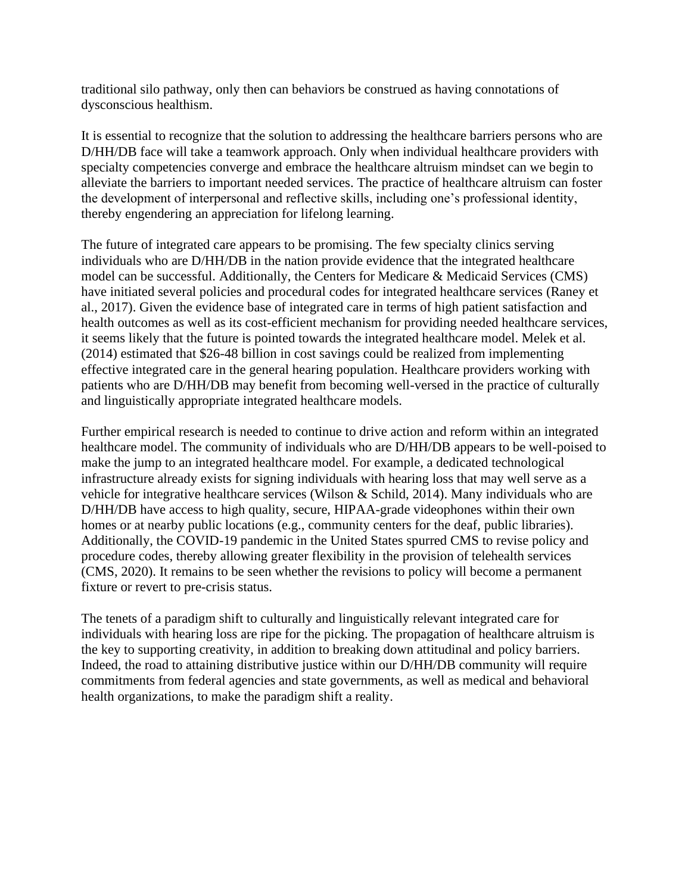traditional silo pathway, only then can behaviors be construed as having connotations of dysconscious healthism.

It is essential to recognize that the solution to addressing the healthcare barriers persons who are D/HH/DB face will take a teamwork approach. Only when individual healthcare providers with specialty competencies converge and embrace the healthcare altruism mindset can we begin to alleviate the barriers to important needed services. The practice of healthcare altruism can foster the development of interpersonal and reflective skills, including one's professional identity, thereby engendering an appreciation for lifelong learning.

The future of integrated care appears to be promising. The few specialty clinics serving individuals who are D/HH/DB in the nation provide evidence that the integrated healthcare model can be successful. Additionally, the Centers for Medicare & Medicaid Services (CMS) have initiated several policies and procedural codes for integrated healthcare services (Raney et al., 2017). Given the evidence base of integrated care in terms of high patient satisfaction and health outcomes as well as its cost-efficient mechanism for providing needed healthcare services, it seems likely that the future is pointed towards the integrated healthcare model. Melek et al. (2014) estimated that $26-48 billion in cost savings could be realized from implementing effective integrated care in the general hearing population. Healthcare providers working with patients who are D/HH/DB may benefit from becoming well-versed in the practice of culturally and linguistically appropriate integrated healthcare models.

Further empirical research is needed to continue to drive action and reform within an integrated healthcare model. The community of individuals who are D/HH/DB appears to be well-poised to make the jump to an integrated healthcare model. For example, a dedicated technological infrastructure already exists for signing individuals with hearing loss that may well serve as a vehicle for integrative healthcare services (Wilson & Schild, 2014). Many individuals who are D/HH/DB have access to high quality, secure, HIPAA-grade videophones within their own homes or at nearby public locations (e.g., community centers for the deaf, public libraries). Additionally, the COVID-19 pandemic in the United States spurred CMS to revise policy and procedure codes, thereby allowing greater flexibility in the provision of telehealth services (CMS, 2020). It remains to be seen whether the revisions to policy will become a permanent fixture or revert to pre-crisis status.

The tenets of a paradigm shift to culturally and linguistically relevant integrated care for individuals with hearing loss are ripe for the picking. The propagation of healthcare altruism is the key to supporting creativity, in addition to breaking down attitudinal and policy barriers. Indeed, the road to attaining distributive justice within our D/HH/DB community will require commitments from federal agencies and state governments, as well as medical and behavioral health organizations, to make the paradigm shift a reality.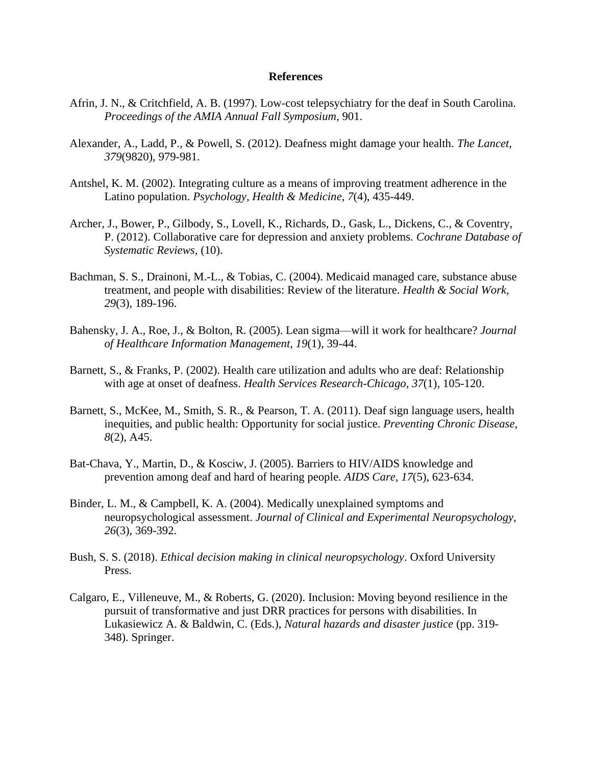## References

Afrin, J. N., & Critchfield, A. B. (1997). Low-cost telepsychiatry for the deaf in South Carolina. *Proceedings of the AMIA Annual Fall Symposium*, 901.

Alexander, A., Ladd, P., & Powell, S. (2012). Deafness might damage your health. *The Lancet, 379*(9820), 979-981.

Antshel, K. M. (2002). Integrating culture as a means of improving treatment adherence in the Latino population. *Psychology, Health & Medicine, 7*(4), 435-449.

Archer, J., Bower, P., Gilbody, S., Lovell, K., Richards, D., Gask, L., Dickens, C., & Coventry, P. (2012). Collaborative care for depression and anxiety problems. *Cochrane Database of Systematic Reviews,* (10).

Bachman, S. S., Drainoni, M.-L., & Tobias, C. (2004). Medicaid managed care, substance abuse treatment, and people with disabilities: Review of the literature. *Health & Social Work, 29*(3), 189-196.

Bahensky, J. A., Roe, J., & Bolton, R. (2005). Lean sigma—will it work for healthcare? *Journal of Healthcare Information Management, 19*(1), 39-44.

Barnett, S., & Franks, P. (2002). Health care utilization and adults who are deaf: Relationship with age at onset of deafness. *Health Services Research-Chicago, 37*(1), 105-120.

Barnett, S., McKee, M., Smith, S. R., & Pearson, T. A. (2011). Deaf sign language users, health inequities, and public health: Opportunity for social justice. *Preventing Chronic Disease, 8*(2), A45.

Bat-Chava, Y., Martin, D., & Kosciw, J. (2005). Barriers to HIV/AIDS knowledge and prevention among deaf and hard of hearing people. *AIDS Care, 17*(5), 623-634.

Binder, L. M., & Campbell, K. A. (2004). Medically unexplained symptoms and neuropsychological assessment. *Journal of Clinical and Experimental Neuropsychology, 26*(3), 369-392.

Bush, S. S. (2018). *Ethical decision making in clinical neuropsychology*. Oxford University Press.

Calgaro, E., Villeneuve, M., & Roberts, G. (2020). Inclusion: Moving beyond resilience in the pursuit of transformative and just DRR practices for persons with disabilities. In Lukasiewicz A. & Baldwin, C. (Eds.), *Natural hazards and disaster justice* (pp. 319-348). Springer.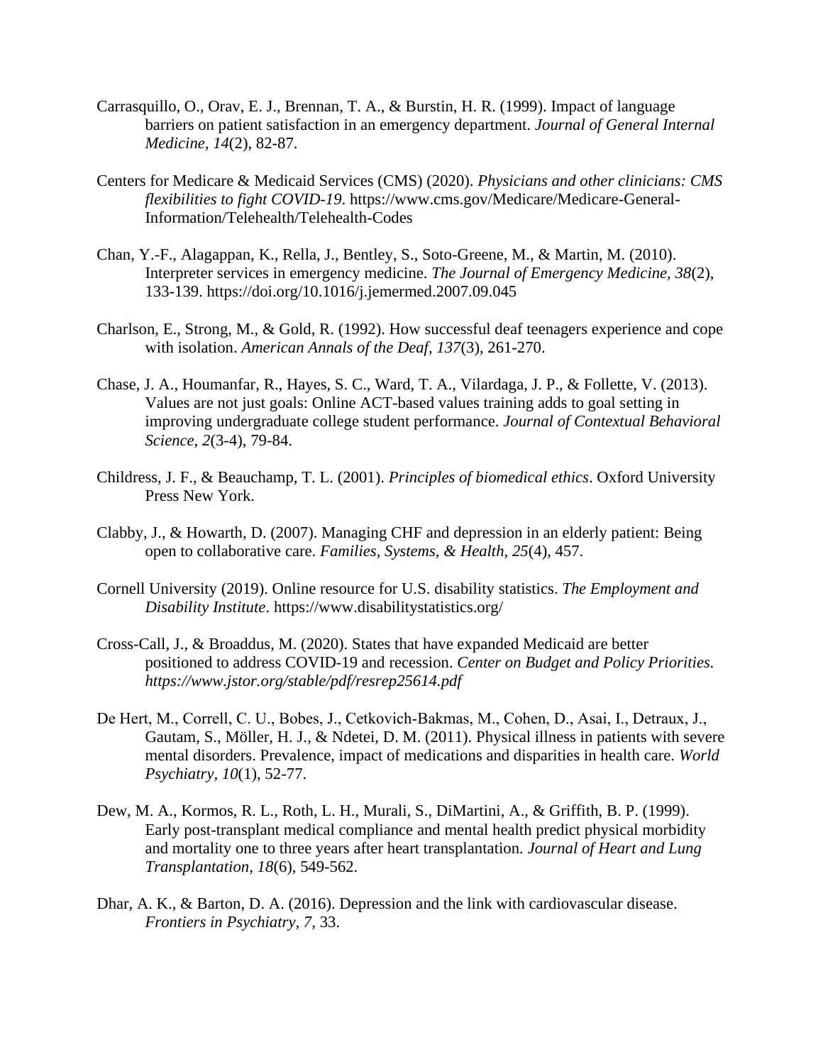Carrasquillo, O., Orav, E. J., Brennan, T. A., & Burstin, H. R. (1999). Impact of language barriers on patient satisfaction in an emergency department. *Journal of General Internal Medicine, 14*(2), 82-87.

Centers for Medicare & Medicaid Services (CMS) (2020). *Physicians and other clinicians: CMS flexibilities to fight COVID-19*. https://www.cms.gov/Medicare/Medicare-General-Information/Telehealth/Telehealth-Codes

Chan, Y.-F., Alagappan, K., Rella, J., Bentley, S., Soto-Greene, M., & Martin, M. (2010). Interpreter services in emergency medicine. *The Journal of Emergency Medicine, 38*(2), 133-139. https://doi.org/10.1016/j.jemermed.2007.09.045

Charlson, E., Strong, M., & Gold, R. (1992). How successful deaf teenagers experience and cope with isolation. *American Annals of the Deaf, 137*(3), 261-270.

Chase, J. A., Houmanfar, R., Hayes, S. C., Ward, T. A., Vilardaga, J. P., & Follette, V. (2013). Values are not just goals: Online ACT-based values training adds to goal setting in improving undergraduate college student performance. *Journal of Contextual Behavioral Science, 2*(3-4), 79-84.

Childress, J. F., & Beauchamp, T. L. (2001). *Principles of biomedical ethics*. Oxford University Press New York.

Clabby, J., & Howarth, D. (2007). Managing CHF and depression in an elderly patient: Being open to collaborative care. *Families, Systems, & Health, 25*(4), 457.

Cornell University (2019). Online resource for U.S. disability statistics. *The Employment and Disability Institute*. https://www.disabilitystatistics.org/

Cross-Call, J., & Broaddus, M. (2020). States that have expanded Medicaid are better positioned to address COVID-19 and recession. *Center on Budget and Policy Priorities. https://www.jstor.org/stable/pdf/resrep25614.pdf*

De Hert, M., Correll, C. U., Bobes, J., Cetkovich-Bakmas, M., Cohen, D., Asai, I., Detraux, J., Gautam, S., Möller, H. J., & Ndetei, D. M. (2011). Physical illness in patients with severe mental disorders. Prevalence, impact of medications and disparities in health care. *World Psychiatry*, *10*(1), 52-77.

Dew, M. A., Kormos, R. L., Roth, L. H., Murali, S., DiMartini, A., & Griffith, B. P. (1999). Early post-transplant medical compliance and mental health predict physical morbidity and mortality one to three years after heart transplantation. *Journal of Heart and Lung Transplantation*, *18*(6), 549-562.

Dhar, A. K., & Barton, D. A. (2016). Depression and the link with cardiovascular disease. *Frontiers in Psychiatry*, *7*, 33.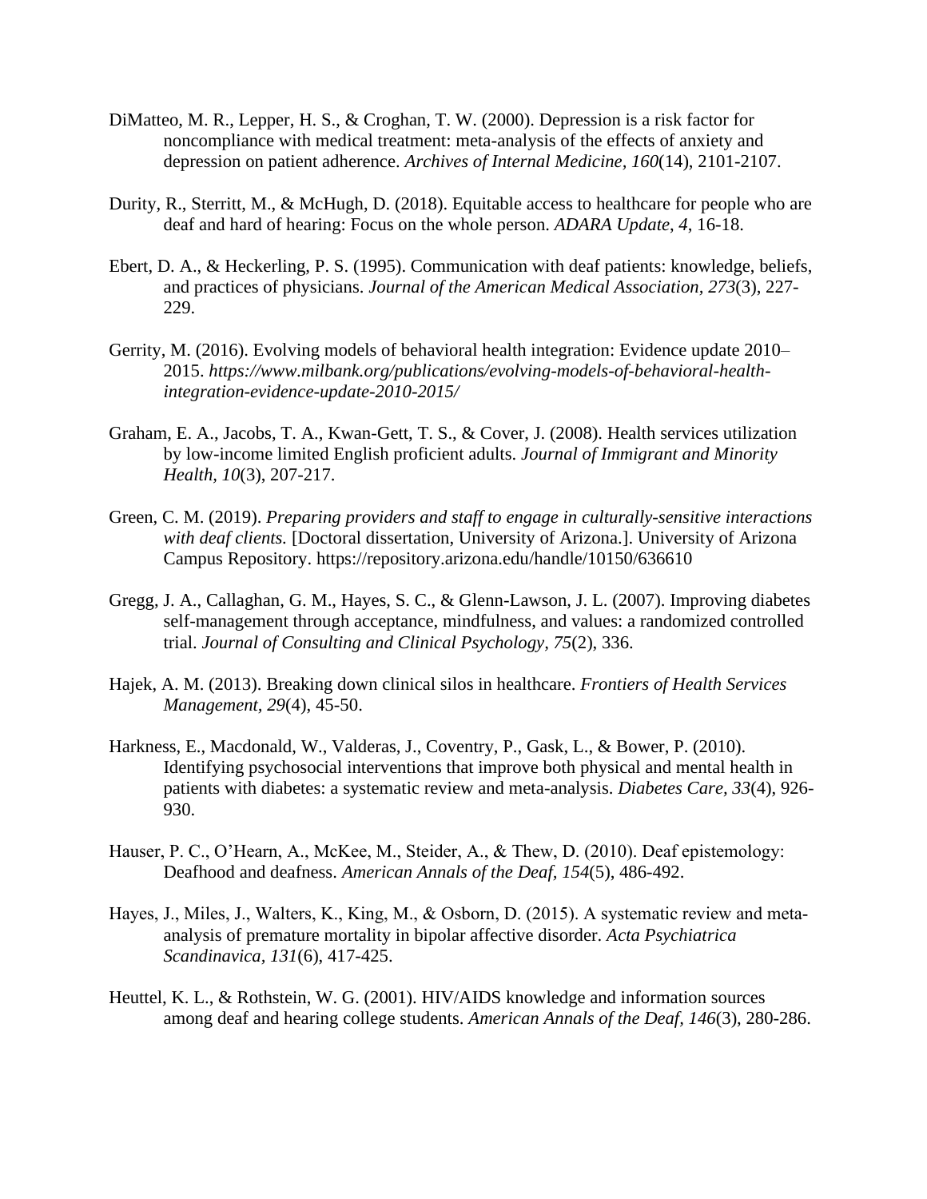DiMatteo, M. R., Lepper, H. S., & Croghan, T. W. (2000). Depression is a risk factor for noncompliance with medical treatment: meta-analysis of the effects of anxiety and depression on patient adherence. *Archives of Internal Medicine, 160*(14), 2101-2107.

Durity, R., Sterritt, M., & McHugh, D. (2018). Equitable access to healthcare for people who are deaf and hard of hearing: Focus on the whole person. *ADARA Update*, *4*, 16-18.

Ebert, D. A., & Heckerling, P. S. (1995). Communication with deaf patients: knowledge, beliefs, and practices of physicians. *Journal of the American Medical Association, 273*(3), 227-229.

Gerrity, M. (2016). Evolving models of behavioral health integration: Evidence update 2010–2015. *https://www.milbank.org/publications/evolving-models-of-behavioral-health-integration-evidence-update-2010-2015/*

Graham, E. A., Jacobs, T. A., Kwan-Gett, T. S., & Cover, J. (2008). Health services utilization by low-income limited English proficient adults. *Journal of Immigrant and Minority Health, 10*(3), 207-217.

Green, C. M. (2019). *Preparing providers and staff to engage in culturally-sensitive interactions with deaf clients.* [Doctoral dissertation, University of Arizona.]. University of Arizona Campus Repository. https://repository.arizona.edu/handle/10150/636610

Gregg, J. A., Callaghan, G. M., Hayes, S. C., & Glenn-Lawson, J. L. (2007). Improving diabetes self-management through acceptance, mindfulness, and values: a randomized controlled trial. *Journal of Consulting and Clinical Psychology, 75*(2), 336.

Hajek, A. M. (2013). Breaking down clinical silos in healthcare. *Frontiers of Health Services Management, 29*(4), 45-50.

Harkness, E., Macdonald, W., Valderas, J., Coventry, P., Gask, L., & Bower, P. (2010). Identifying psychosocial interventions that improve both physical and mental health in patients with diabetes: a systematic review and meta-analysis. *Diabetes Care, 33*(4), 926-930.

Hauser, P. C., O'Hearn, A., McKee, M., Steider, A., & Thew, D. (2010). Deaf epistemology: Deafhood and deafness. *American Annals of the Deaf, 154*(5), 486-492.

Hayes, J., Miles, J., Walters, K., King, M., & Osborn, D. (2015). A systematic review and meta-analysis of premature mortality in bipolar affective disorder. *Acta Psychiatrica Scandinavica, 131*(6), 417-425.

Heuttel, K. L., & Rothstein, W. G. (2001). HIV/AIDS knowledge and information sources among deaf and hearing college students. *American Annals of the Deaf, 146*(3), 280-286.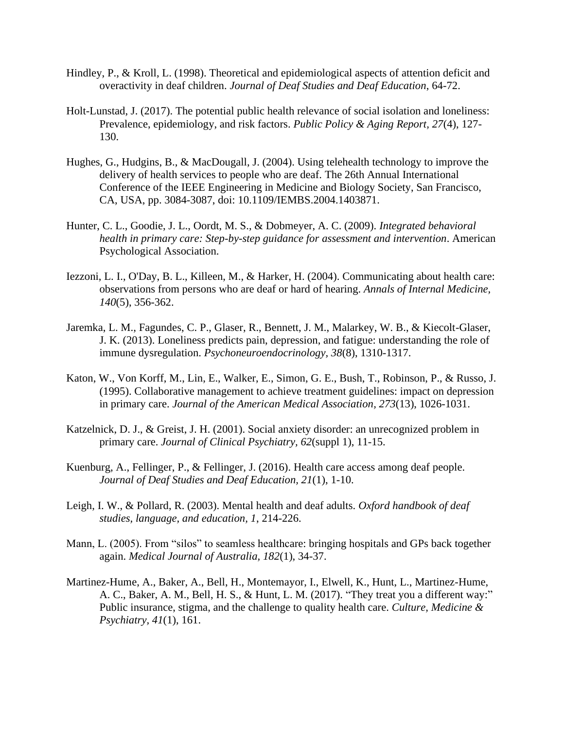Hindley, P., & Kroll, L. (1998). Theoretical and epidemiological aspects of attention deficit and overactivity in deaf children. *Journal of Deaf Studies and Deaf Education*, 64-72.

Holt-Lunstad, J. (2017). The potential public health relevance of social isolation and loneliness: Prevalence, epidemiology, and risk factors. *Public Policy & Aging Report, 27*(4), 127-130.

Hughes, G., Hudgins, B., & MacDougall, J. (2004). Using telehealth technology to improve the delivery of health services to people who are deaf. The 26th Annual International Conference of the IEEE Engineering in Medicine and Biology Society, San Francisco, CA, USA, pp. 3084-3087, doi: 10.1109/IEMBS.2004.1403871.

Hunter, C. L., Goodie, J. L., Oordt, M. S., & Dobmeyer, A. C. (2009). *Integrated behavioral health in primary care: Step-by-step guidance for assessment and intervention*. American Psychological Association.

Iezzoni, L. I., O'Day, B. L., Killeen, M., & Harker, H. (2004). Communicating about health care: observations from persons who are deaf or hard of hearing. *Annals of Internal Medicine, 140*(5), 356-362.

Jaremka, L. M., Fagundes, C. P., Glaser, R., Bennett, J. M., Malarkey, W. B., & Kiecolt-Glaser, J. K. (2013). Loneliness predicts pain, depression, and fatigue: understanding the role of immune dysregulation. *Psychoneuroendocrinology, 38*(8), 1310-1317.

Katon, W., Von Korff, M., Lin, E., Walker, E., Simon, G. E., Bush, T., Robinson, P., & Russo, J. (1995). Collaborative management to achieve treatment guidelines: impact on depression in primary care. *Journal of the American Medical Association, 273*(13), 1026-1031.

Katzelnick, D. J., & Greist, J. H. (2001). Social anxiety disorder: an unrecognized problem in primary care. *Journal of Clinical Psychiatry, 62*(suppl 1), 11-15.

Kuenburg, A., Fellinger, P., & Fellinger, J. (2016). Health care access among deaf people. *Journal of Deaf Studies and Deaf Education, 21*(1), 1-10.

Leigh, I. W., & Pollard, R. (2003). Mental health and deaf adults. *Oxford handbook of deaf studies, language, and education, 1*, 214-226.

Mann, L. (2005). From "silos" to seamless healthcare: bringing hospitals and GPs back together again. *Medical Journal of Australia, 182*(1), 34-37.

Martinez-Hume, A., Baker, A., Bell, H., Montemayor, I., Elwell, K., Hunt, L., Martinez-Hume, A. C., Baker, A. M., Bell, H. S., & Hunt, L. M. (2017). "They treat you a different way:" Public insurance, stigma, and the challenge to quality health care. *Culture, Medicine & Psychiatry, 41*(1), 161.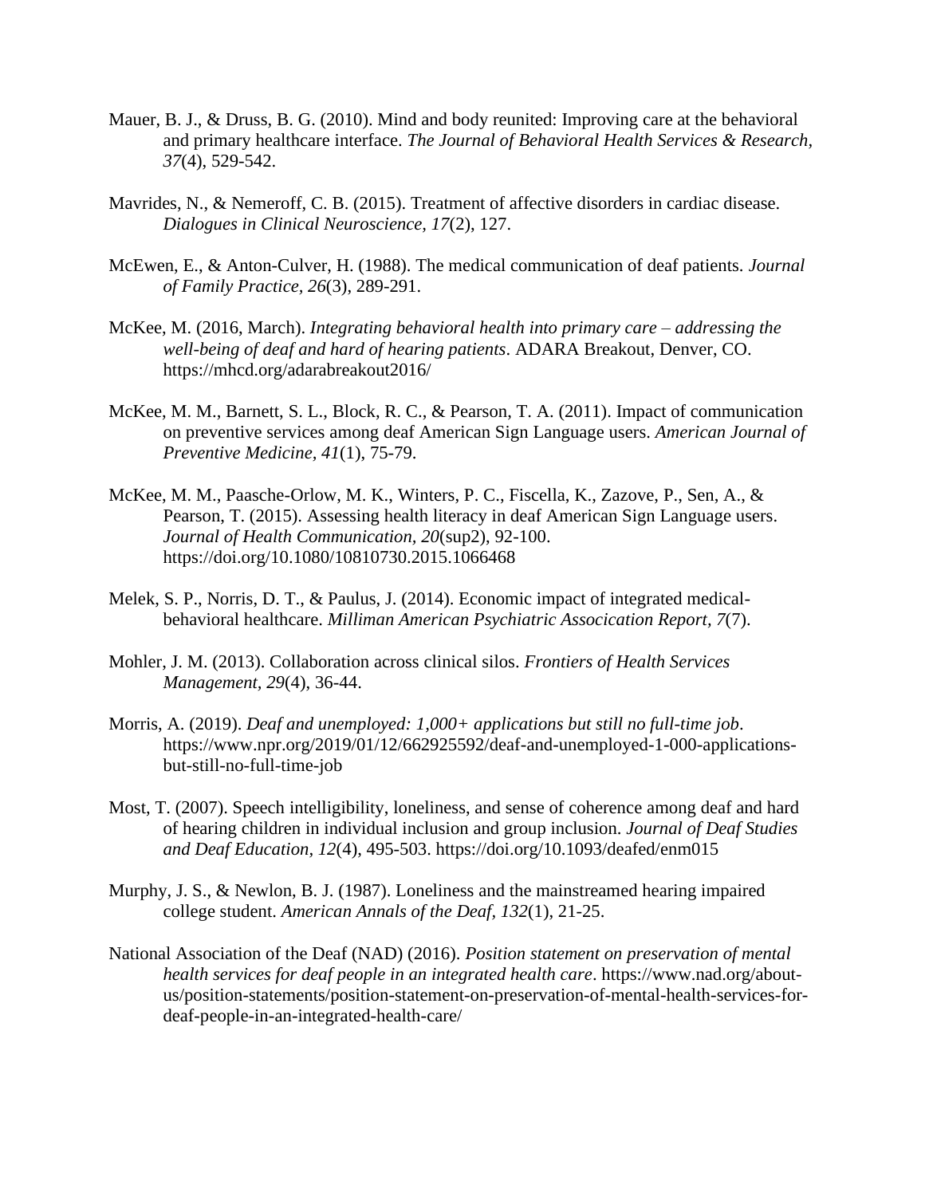Mauer, B. J., & Druss, B. G. (2010). Mind and body reunited: Improving care at the behavioral and primary healthcare interface. *The Journal of Behavioral Health Services & Research, 37*(4), 529-542.

Mavrides, N., & Nemeroff, C. B. (2015). Treatment of affective disorders in cardiac disease. *Dialogues in Clinical Neuroscience, 17*(2), 127.

McEwen, E., & Anton-Culver, H. (1988). The medical communication of deaf patients. *Journal of Family Practice, 26*(3), 289-291.

McKee, M. (2016, March). *Integrating behavioral health into primary care – addressing the well-being of deaf and hard of hearing patients*. ADARA Breakout, Denver, CO. https://mhcd.org/adarabreakout2016/

McKee, M. M., Barnett, S. L., Block, R. C., & Pearson, T. A. (2011). Impact of communication on preventive services among deaf American Sign Language users. *American Journal of Preventive Medicine, 41*(1), 75-79.

McKee, M. M., Paasche-Orlow, M. K., Winters, P. C., Fiscella, K., Zazove, P., Sen, A., & Pearson, T. (2015). Assessing health literacy in deaf American Sign Language users. *Journal of Health Communication, 20*(sup2), 92-100. https://doi.org/10.1080/10810730.2015.1066468

Melek, S. P., Norris, D. T., & Paulus, J. (2014). Economic impact of integrated medical-behavioral healthcare. *Milliman American Psychiatric Assocication Report, 7*(7).

Mohler, J. M. (2013). Collaboration across clinical silos. *Frontiers of Health Services Management*, *29*(4), 36-44.

Morris, A. (2019). *Deaf and unemployed: 1,000+ applications but still no full-time job*. https://www.npr.org/2019/01/12/662925592/deaf-and-unemployed-1-000-applications-but-still-no-full-time-job

Most, T. (2007). Speech intelligibility, loneliness, and sense of coherence among deaf and hard of hearing children in individual inclusion and group inclusion. *Journal of Deaf Studies and Deaf Education, 12*(4), 495-503. https://doi.org/10.1093/deafed/enm015

Murphy, J. S., & Newlon, B. J. (1987). Loneliness and the mainstreamed hearing impaired college student. *American Annals of the Deaf, 132*(1), 21-25.

National Association of the Deaf (NAD) (2016). *Position statement on preservation of mental health services for deaf people in an integrated health care*. https://www.nad.org/about-us/position-statements/position-statement-on-preservation-of-mental-health-services-for-deaf-people-in-an-integrated-health-care/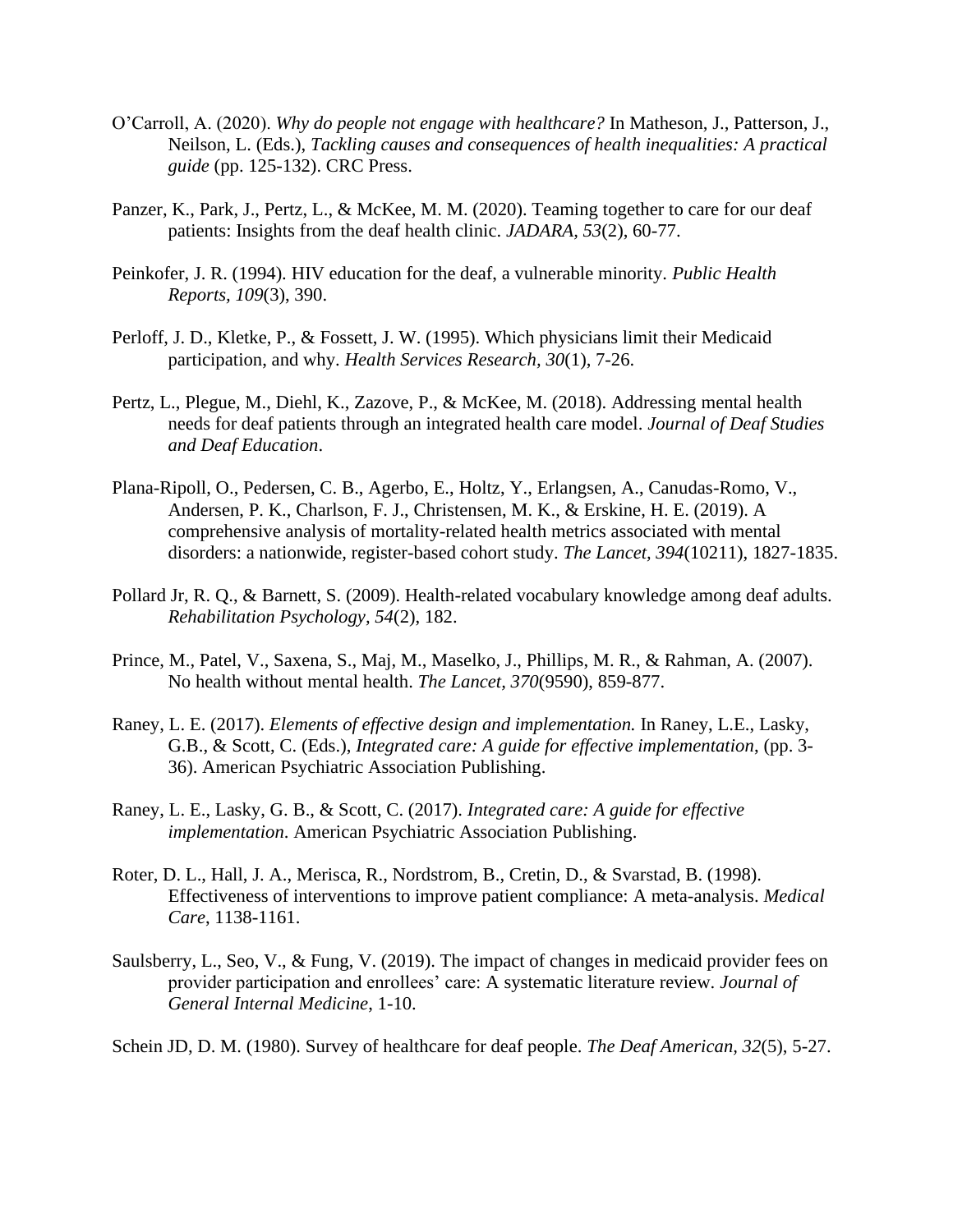O'Carroll, A. (2020). *Why do people not engage with healthcare?* In Matheson, J., Patterson, J., Neilson, L. (Eds.), *Tackling causes and consequences of health inequalities: A practical guide* (pp. 125-132). CRC Press.

Panzer, K., Park, J., Pertz, L., & McKee, M. M. (2020). Teaming together to care for our deaf patients: Insights from the deaf health clinic. *JADARA, 53*(2), 60-77.

Peinkofer, J. R. (1994). HIV education for the deaf, a vulnerable minority. *Public Health Reports, 109*(3), 390.

Perloff, J. D., Kletke, P., & Fossett, J. W. (1995). Which physicians limit their Medicaid participation, and why. *Health Services Research, 30*(1), 7-26.

Pertz, L., Plegue, M., Diehl, K., Zazove, P., & McKee, M. (2018). Addressing mental health needs for deaf patients through an integrated health care model. *Journal of Deaf Studies and Deaf Education*.

Plana-Ripoll, O., Pedersen, C. B., Agerbo, E., Holtz, Y., Erlangsen, A., Canudas-Romo, V., Andersen, P. K., Charlson, F. J., Christensen, M. K., & Erskine, H. E. (2019). A comprehensive analysis of mortality-related health metrics associated with mental disorders: a nationwide, register-based cohort study. *The Lancet, 394*(10211), 1827-1835.

Pollard Jr, R. Q., & Barnett, S. (2009). Health-related vocabulary knowledge among deaf adults. *Rehabilitation Psychology, 54*(2), 182.

Prince, M., Patel, V., Saxena, S., Maj, M., Maselko, J., Phillips, M. R., & Rahman, A. (2007). No health without mental health. *The Lancet, 370*(9590), 859-877.

Raney, L. E. (2017). *Elements of effective design and implementation.* In Raney, L.E., Lasky, G.B., & Scott, C. (Eds.), *Integrated care: A guide for effective implementation*, (pp. 3-36). American Psychiatric Association Publishing.

Raney, L. E., Lasky, G. B., & Scott, C. (2017). *Integrated care: A guide for effective implementation*. American Psychiatric Association Publishing.

Roter, D. L., Hall, J. A., Merisca, R., Nordstrom, B., Cretin, D., & Svarstad, B. (1998). Effectiveness of interventions to improve patient compliance: A meta-analysis. *Medical Care,* 1138-1161.

Saulsberry, L., Seo, V., & Fung, V. (2019). The impact of changes in medicaid provider fees on provider participation and enrollees' care: A systematic literature review. *Journal of General Internal Medicine*, 1-10.

Schein JD, D. M. (1980). Survey of healthcare for deaf people. *The Deaf American, 32*(5), 5-27.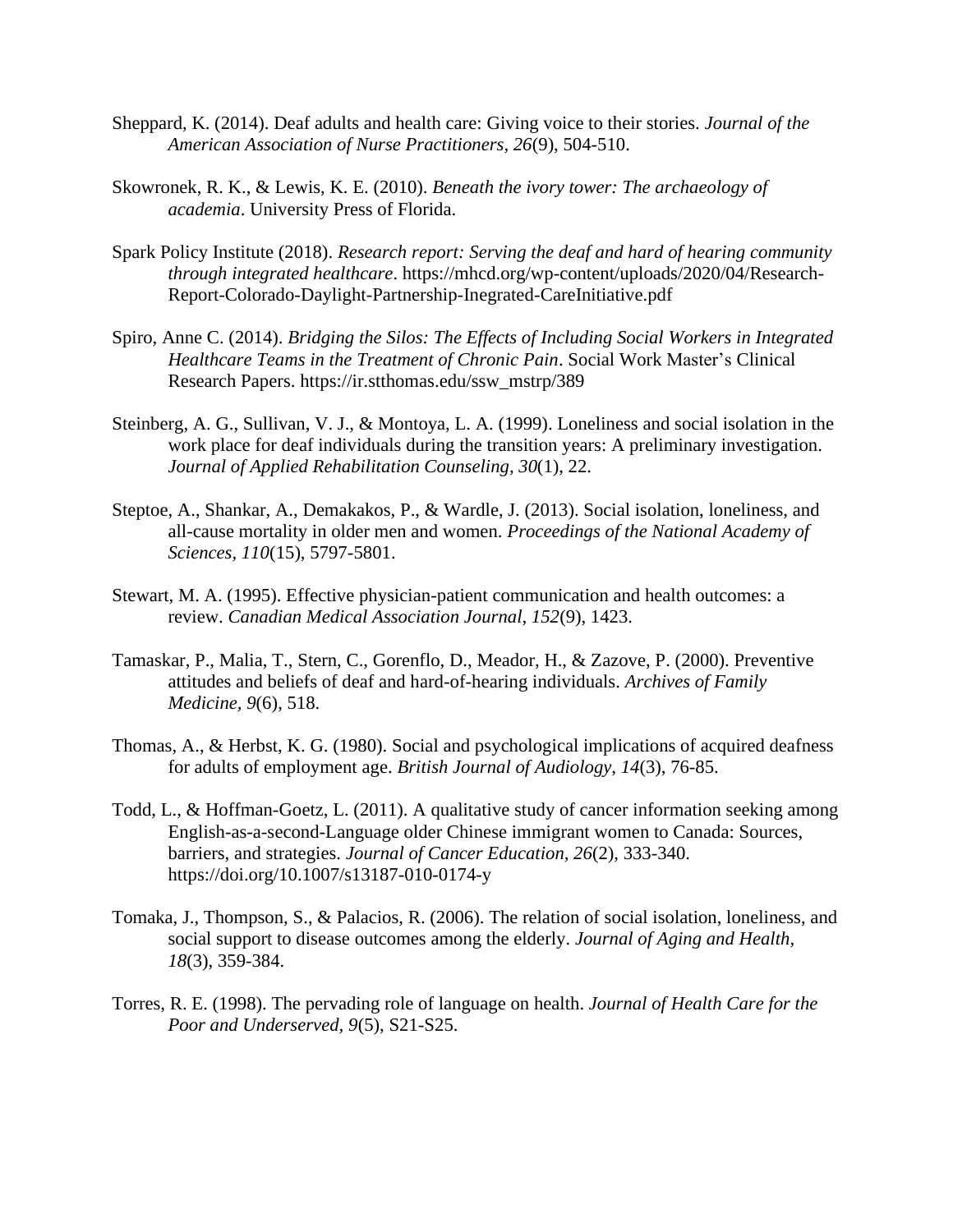Sheppard, K. (2014). Deaf adults and health care: Giving voice to their stories. *Journal of the American Association of Nurse Practitioners, 26*(9), 504-510.

Skowronek, R. K., & Lewis, K. E. (2010). *Beneath the ivory tower: The archaeology of academia*. University Press of Florida.

Spark Policy Institute (2018). *Research report: Serving the deaf and hard of hearing community through integrated healthcare*. https://mhcd.org/wp-content/uploads/2020/04/Research-Report-Colorado-Daylight-Partnership-Inegrated-CareInitiative.pdf

Spiro, Anne C. (2014). *Bridging the Silos: The Effects of Including Social Workers in Integrated Healthcare Teams in the Treatment of Chronic Pain*. Social Work Master's Clinical Research Papers. https://ir.stthomas.edu/ssw_mstrp/389

Steinberg, A. G., Sullivan, V. J., & Montoya, L. A. (1999). Loneliness and social isolation in the work place for deaf individuals during the transition years: A preliminary investigation. *Journal of Applied Rehabilitation Counseling, 30*(1), 22.

Steptoe, A., Shankar, A., Demakakos, P., & Wardle, J. (2013). Social isolation, loneliness, and all-cause mortality in older men and women. *Proceedings of the National Academy of Sciences, 110*(15), 5797-5801.

Stewart, M. A. (1995). Effective physician-patient communication and health outcomes: a review. *Canadian Medical Association Journal, 152*(9), 1423.

Tamaskar, P., Malia, T., Stern, C., Gorenflo, D., Meador, H., & Zazove, P. (2000). Preventive attitudes and beliefs of deaf and hard-of-hearing individuals. *Archives of Family Medicine, 9*(6), 518.

Thomas, A., & Herbst, K. G. (1980). Social and psychological implications of acquired deafness for adults of employment age. *British Journal of Audiology, 14*(3), 76-85.

Todd, L., & Hoffman-Goetz, L. (2011). A qualitative study of cancer information seeking among English-as-a-second-Language older Chinese immigrant women to Canada: Sources, barriers, and strategies. *Journal of Cancer Education, 26*(2), 333-340. https://doi.org/10.1007/s13187-010-0174-y

Tomaka, J., Thompson, S., & Palacios, R. (2006). The relation of social isolation, loneliness, and social support to disease outcomes among the elderly. *Journal of Aging and Health, 18*(3), 359-384.

Torres, R. E. (1998). The pervading role of language on health. *Journal of Health Care for the Poor and Underserved, 9*(5), S21-S25.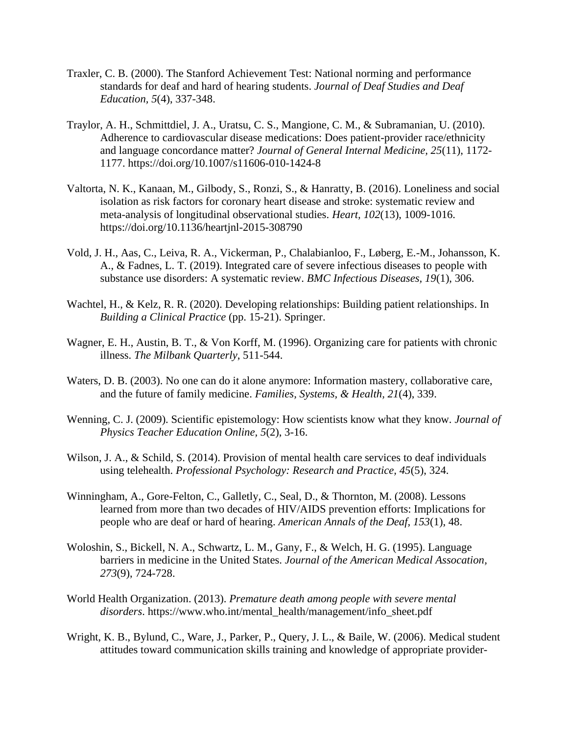Traxler, C. B. (2000). The Stanford Achievement Test: National norming and performance standards for deaf and hard of hearing students. *Journal of Deaf Studies and Deaf Education, 5*(4), 337-348.

Traylor, A. H., Schmittdiel, J. A., Uratsu, C. S., Mangione, C. M., & Subramanian, U. (2010). Adherence to cardiovascular disease medications: Does patient-provider race/ethnicity and language concordance matter? *Journal of General Internal Medicine, 25*(11), 1172-1177. https://doi.org/10.1007/s11606-010-1424-8

Valtorta, N. K., Kanaan, M., Gilbody, S., Ronzi, S., & Hanratty, B. (2016). Loneliness and social isolation as risk factors for coronary heart disease and stroke: systematic review and meta-analysis of longitudinal observational studies. *Heart, 102*(13), 1009-1016. https://doi.org/10.1136/heartjnl-2015-308790

Vold, J. H., Aas, C., Leiva, R. A., Vickerman, P., Chalabianloo, F., Løberg, E.-M., Johansson, K. A., & Fadnes, L. T. (2019). Integrated care of severe infectious diseases to people with substance use disorders: A systematic review. *BMC Infectious Diseases, 19*(1), 306.

Wachtel, H., & Kelz, R. R. (2020). Developing relationships: Building patient relationships. In *Building a Clinical Practice* (pp. 15-21). Springer.

Wagner, E. H., Austin, B. T., & Von Korff, M. (1996). Organizing care for patients with chronic illness. *The Milbank Quarterly*, 511-544.

Waters, D. B. (2003). No one can do it alone anymore: Information mastery, collaborative care, and the future of family medicine. *Families, Systems, & Health, 21*(4), 339.

Wenning, C. J. (2009). Scientific epistemology: How scientists know what they know. *Journal of Physics Teacher Education Online, 5*(2), 3-16.

Wilson, J. A., & Schild, S. (2014). Provision of mental health care services to deaf individuals using telehealth. *Professional Psychology: Research and Practice, 45*(5), 324.

Winningham, A., Gore-Felton, C., Galletly, C., Seal, D., & Thornton, M. (2008). Lessons learned from more than two decades of HIV/AIDS prevention efforts: Implications for people who are deaf or hard of hearing. *American Annals of the Deaf, 153*(1), 48.

Woloshin, S., Bickell, N. A., Schwartz, L. M., Gany, F., & Welch, H. G. (1995). Language barriers in medicine in the United States. *Journal of the American Medical Assocation, 273*(9), 724-728.

World Health Organization. (2013). *Premature death among people with severe mental disorders*. https://www.who.int/mental_health/management/info_sheet.pdf

Wright, K. B., Bylund, C., Ware, J., Parker, P., Query, J. L., & Baile, W. (2006). Medical student attitudes toward communication skills training and knowledge of appropriate provider-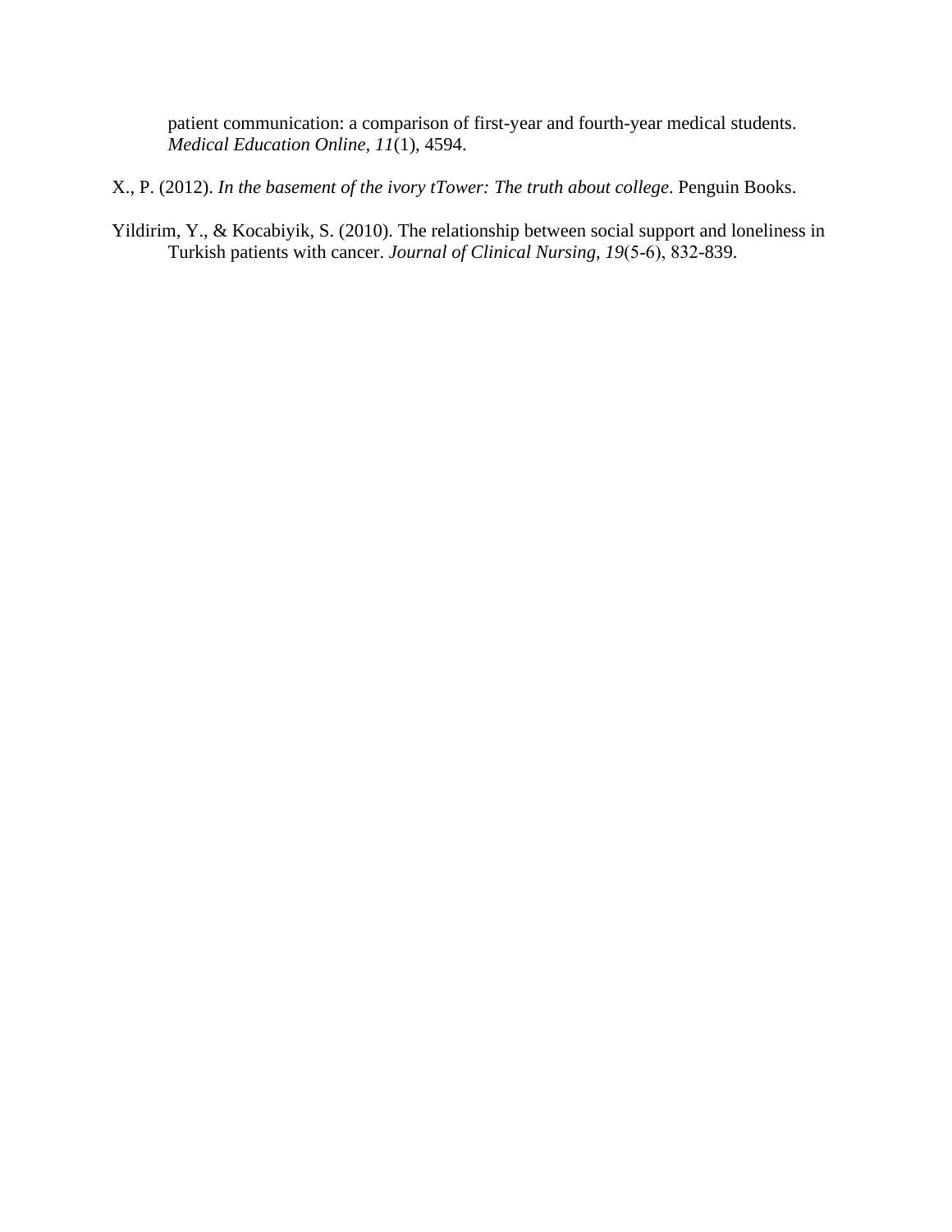patient communication: a comparison of first-year and fourth-year medical students. *Medical Education Online, 11*(1), 4594.

X., P. (2012). *In the basement of the ivory tTower: The truth about college*. Penguin Books.

Yildirim, Y., & Kocabiyik, S. (2010). The relationship between social support and loneliness in Turkish patients with cancer. *Journal of Clinical Nursing, 19*(5-6), 832-839.